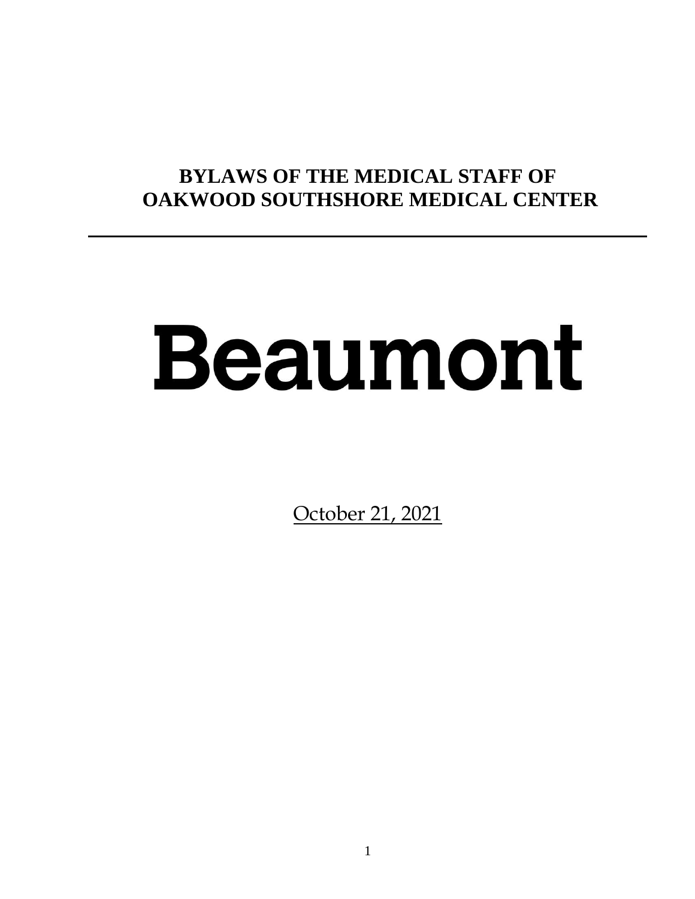# BYLAWS OF THE MEDICAL STAFF OF OAKWOOD SOUTHSHORE MEDICAL CENTER

---

# Beaumont

October 21, 2021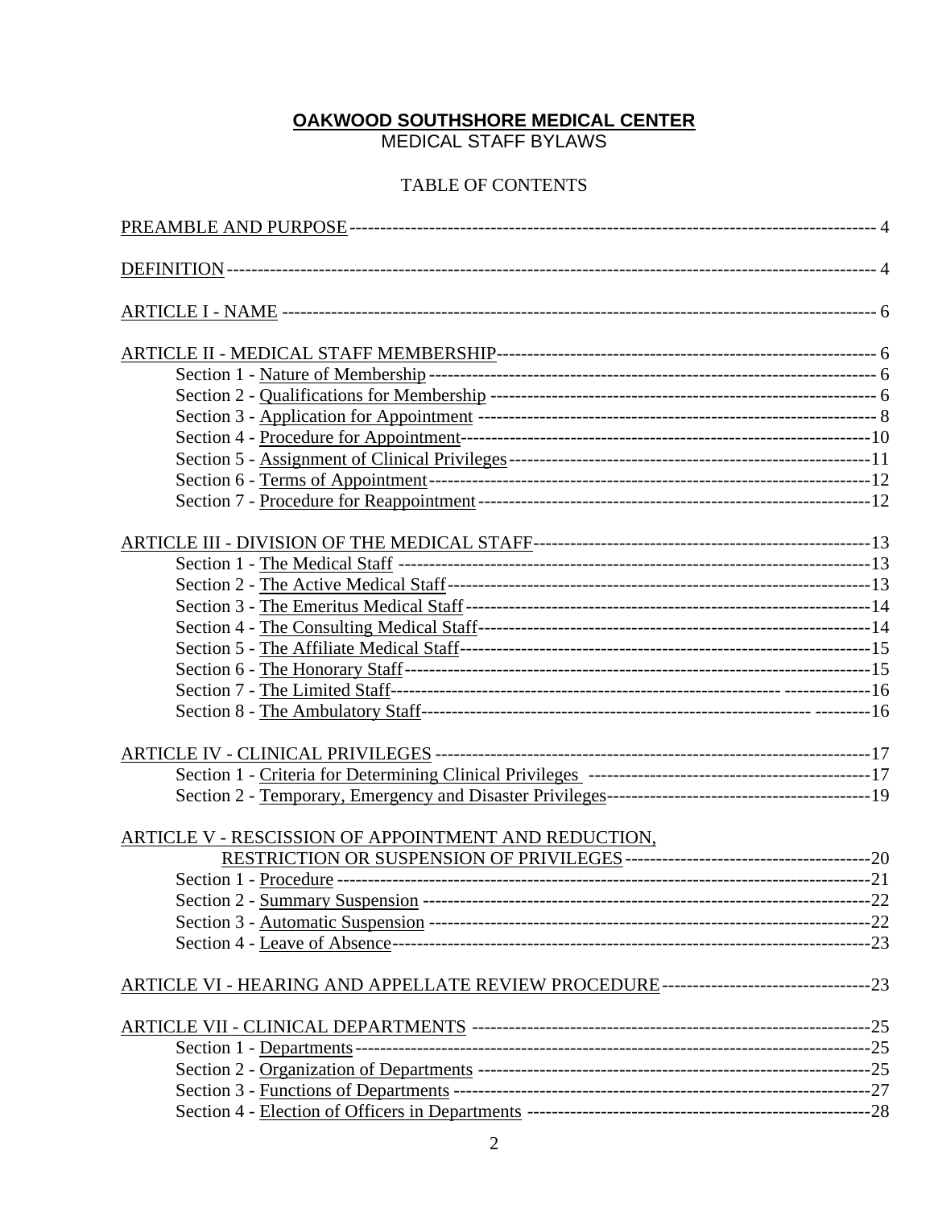# OAKWOOD SOUTHSHORE MEDICAL CENTER

MEDICAL STAFF BYLAWS

TABLE OF CONTENTS

PREAMBLE AND PURPOSE ---------- 4

DEFINITION ---------- 4

ARTICLE I - NAME ---------- 6

ARTICLE II - MEDICAL STAFF MEMBERSHIP ---------- 6
- Section 1 - Nature of Membership ---------- 6
- Section 2 - Qualifications for Membership ---------- 6
- Section 3 - Application for Appointment ---------- 8
- Section 4 - Procedure for Appointment ---------- 10
- Section 5 - Assignment of Clinical Privileges ---------- 11
- Section 6 - Terms of Appointment ---------- 12
- Section 7 - Procedure for Reappointment ---------- 12

ARTICLE III - DIVISION OF THE MEDICAL STAFF ---------- 13
- Section 1 - The Medical Staff ---------- 13
- Section 2 - The Active Medical Staff ---------- 13
- Section 3 - The Emeritus Medical Staff ---------- 14
- Section 4 - The Consulting Medical Staff ---------- 14
- Section 5 - The Affiliate Medical Staff ---------- 15
- Section 6 - The Honorary Staff ---------- 15
- Section 7 - The Limited Staff ---------- 16
- Section 8 - The Ambulatory Staff ---------- 16

ARTICLE IV - CLINICAL PRIVILEGES ---------- 17
- Section 1 - Criteria for Determining Clinical Privileges ---------- 17
- Section 2 - Temporary, Emergency and Disaster Privileges ---------- 19

ARTICLE V - RESCISSION OF APPOINTMENT AND REDUCTION, RESTRICTION OR SUSPENSION OF PRIVILEGES ---------- 20
- Section 1 - Procedure ---------- 21
- Section 2 - Summary Suspension ---------- 22
- Section 3 - Automatic Suspension ---------- 22
- Section 4 - Leave of Absence ---------- 23

ARTICLE VI - HEARING AND APPELLATE REVIEW PROCEDURE ---------- 23

ARTICLE VII - CLINICAL DEPARTMENTS ---------- 25
- Section 1 - Departments ---------- 25
- Section 2 - Organization of Departments ---------- 25
- Section 3 - Functions of Departments ---------- 27
- Section 4 - Election of Officers in Departments ---------- 28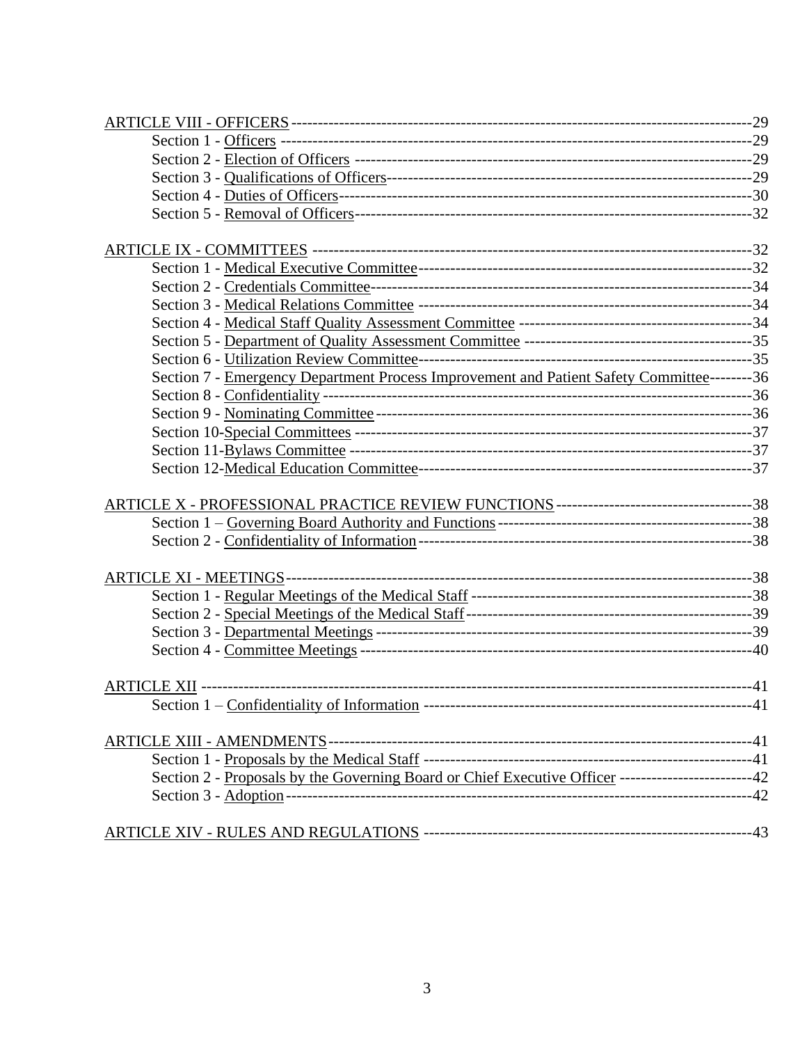ARTICLE VIII - OFFICERS ---------------------------------------------------------------------------------29
    Section 1 - Officers ---------------------------------------------------------------------------------29
    Section 2 - Election of Officers ---------------------------------------------------------------------29
    Section 3 - Qualifications of Officers----------------------------------------------------------------29
    Section 4 - Duties of Officers------------------------------------------------------------------------30
    Section 5 - Removal of Officers----------------------------------------------------------------------32

ARTICLE IX - COMMITTEES --------------------------------------------------------------------------32
    Section 1 - Medical Executive Committee-------------------------------------------------------32
    Section 2 - Credentials Committee--------------------------------------------------------------34
    Section 3 - Medical Relations Committee -------------------------------------------------------34
    Section 4 - Medical Staff Quality Assessment Committee ----------------------------------------34
    Section 5 - Department of Quality Assessment Committee -----------------------------------------35
    Section 6 - Utilization Review Committee---------------------------------------------------------35
    Section 7 - Emergency Department Process Improvement and Patient Safety Committee--------36
    Section 8 - Confidentiality ----------------------------------------------------------------------------36
    Section 9 - Nominating Committee----------------------------------------------------------------36
    Section 10-Special Committees ------------------------------------------------------------------37
    Section 11-Bylaws Committee -------------------------------------------------------------------37
    Section 12-Medical Education Committee-------------------------------------------------------37

ARTICLE X - PROFESSIONAL PRACTICE REVIEW FUNCTIONS-------------------------------------38
    Section 1 – Governing Board Authority and Functions------------------------------------------38
    Section 2 - Confidentiality of Information---------------------------------------------------------38

ARTICLE XI - MEETINGS----------------------------------------------------------------------------38
    Section 1 - Regular Meetings of the Medical Staff ----------------------------------------------38
    Section 2 - Special Meetings of the Medical Staff-----------------------------------------------39
    Section 3 - Departmental Meetings ----------------------------------------------------------------39
    Section 4 - Committee Meetings ------------------------------------------------------------------40

ARTICLE XII ----------------------------------------------------------------------------------------41
    Section 1 – Confidentiality of Information --------------------------------------------------------41

ARTICLE XIII - AMENDMENTS---------------------------------------------------------------------41
    Section 1 - Proposals by the Medical Staff -------------------------------------------------------41
    Section 2 - Proposals by the Governing Board or Chief Executive Officer -------------------------42
    Section 3 - Adoption--------------------------------------------------------------------------------42

ARTICLE XIV - RULES AND REGULATIONS -------------------------------------------------------43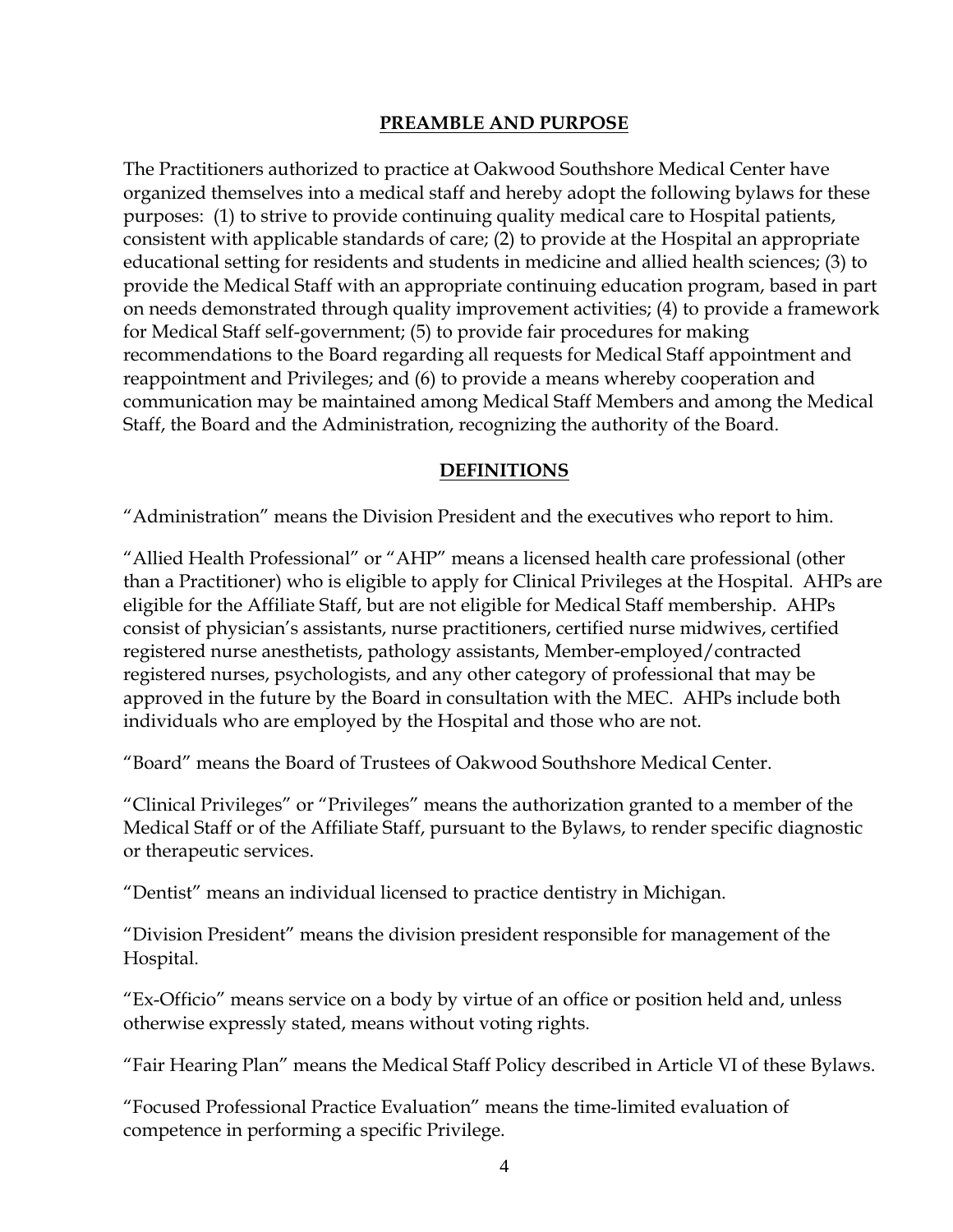## PREAMBLE AND PURPOSE

The Practitioners authorized to practice at Oakwood Southshore Medical Center have organized themselves into a medical staff and hereby adopt the following bylaws for these purposes: (1) to strive to provide continuing quality medical care to Hospital patients, consistent with applicable standards of care; (2) to provide at the Hospital an appropriate educational setting for residents and students in medicine and allied health sciences; (3) to provide the Medical Staff with an appropriate continuing education program, based in part on needs demonstrated through quality improvement activities; (4) to provide a framework for Medical Staff self-government; (5) to provide fair procedures for making recommendations to the Board regarding all requests for Medical Staff appointment and reappointment and Privileges; and (6) to provide a means whereby cooperation and communication may be maintained among Medical Staff Members and among the Medical Staff, the Board and the Administration, recognizing the authority of the Board.

## DEFINITIONS

"Administration" means the Division President and the executives who report to him.

"Allied Health Professional" or "AHP" means a licensed health care professional (other than a Practitioner) who is eligible to apply for Clinical Privileges at the Hospital. AHPs are eligible for the Affiliate Staff, but are not eligible for Medical Staff membership. AHPs consist of physician's assistants, nurse practitioners, certified nurse midwives, certified registered nurse anesthetists, pathology assistants, Member-employed/contracted registered nurses, psychologists, and any other category of professional that may be approved in the future by the Board in consultation with the MEC. AHPs include both individuals who are employed by the Hospital and those who are not.

"Board" means the Board of Trustees of Oakwood Southshore Medical Center.

"Clinical Privileges" or "Privileges" means the authorization granted to a member of the Medical Staff or of the Affiliate Staff, pursuant to the Bylaws, to render specific diagnostic or therapeutic services.

"Dentist" means an individual licensed to practice dentistry in Michigan.

"Division President" means the division president responsible for management of the Hospital.

"Ex-Officio" means service on a body by virtue of an office or position held and, unless otherwise expressly stated, means without voting rights.

"Fair Hearing Plan" means the Medical Staff Policy described in Article VI of these Bylaws.

"Focused Professional Practice Evaluation" means the time-limited evaluation of competence in performing a specific Privilege.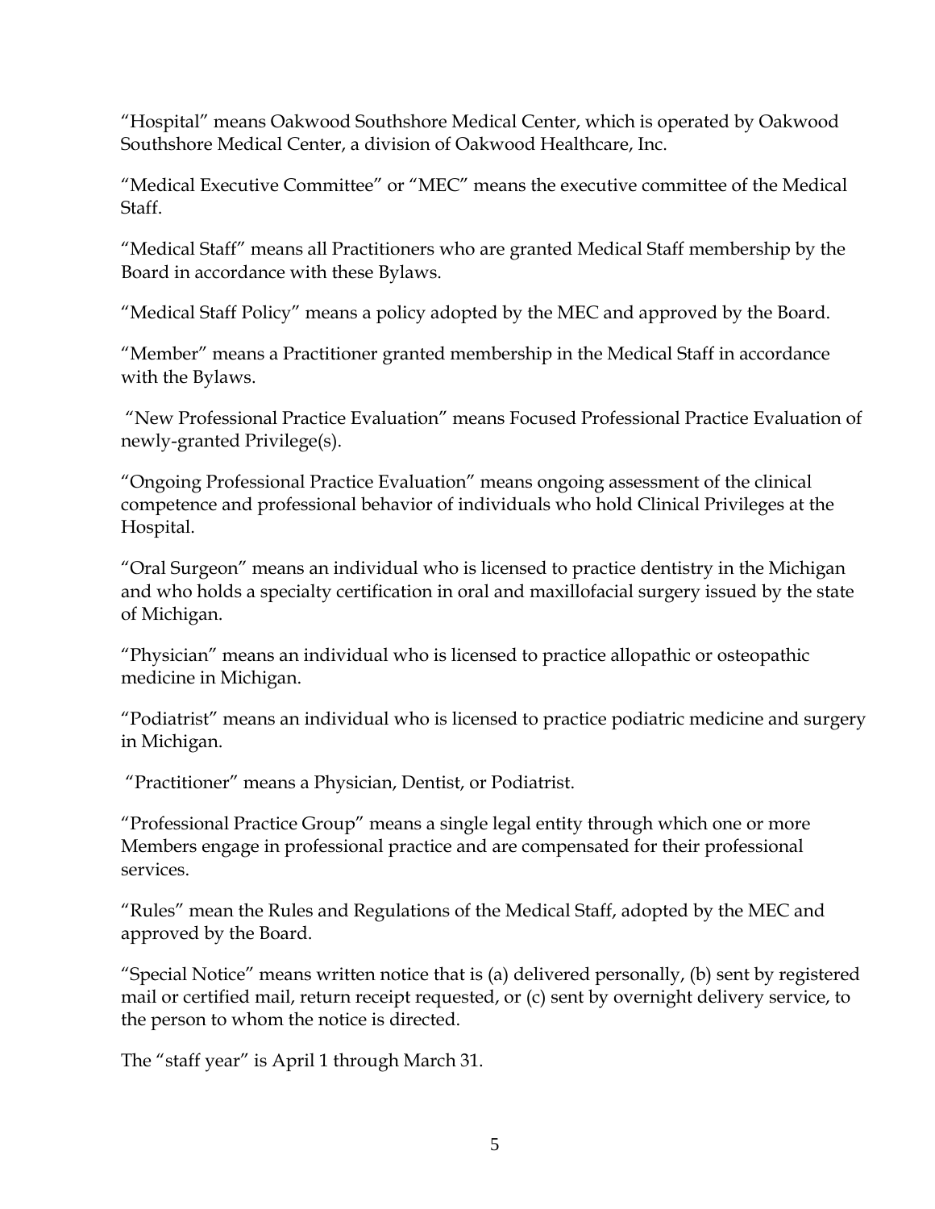"Hospital" means Oakwood Southshore Medical Center, which is operated by Oakwood Southshore Medical Center, a division of Oakwood Healthcare, Inc.

"Medical Executive Committee" or "MEC" means the executive committee of the Medical Staff.

"Medical Staff" means all Practitioners who are granted Medical Staff membership by the Board in accordance with these Bylaws.

"Medical Staff Policy" means a policy adopted by the MEC and approved by the Board.

"Member" means a Practitioner granted membership in the Medical Staff in accordance with the Bylaws.

"New Professional Practice Evaluation" means Focused Professional Practice Evaluation of newly-granted Privilege(s).

"Ongoing Professional Practice Evaluation" means ongoing assessment of the clinical competence and professional behavior of individuals who hold Clinical Privileges at the Hospital.

"Oral Surgeon" means an individual who is licensed to practice dentistry in the Michigan and who holds a specialty certification in oral and maxillofacial surgery issued by the state of Michigan.

"Physician" means an individual who is licensed to practice allopathic or osteopathic medicine in Michigan.

"Podiatrist" means an individual who is licensed to practice podiatric medicine and surgery in Michigan.

"Practitioner" means a Physician, Dentist, or Podiatrist.

"Professional Practice Group" means a single legal entity through which one or more Members engage in professional practice and are compensated for their professional services.

"Rules" mean the Rules and Regulations of the Medical Staff, adopted by the MEC and approved by the Board.

"Special Notice" means written notice that is (a) delivered personally, (b) sent by registered mail or certified mail, return receipt requested, or (c) sent by overnight delivery service, to the person to whom the notice is directed.

The "staff year" is April 1 through March 31.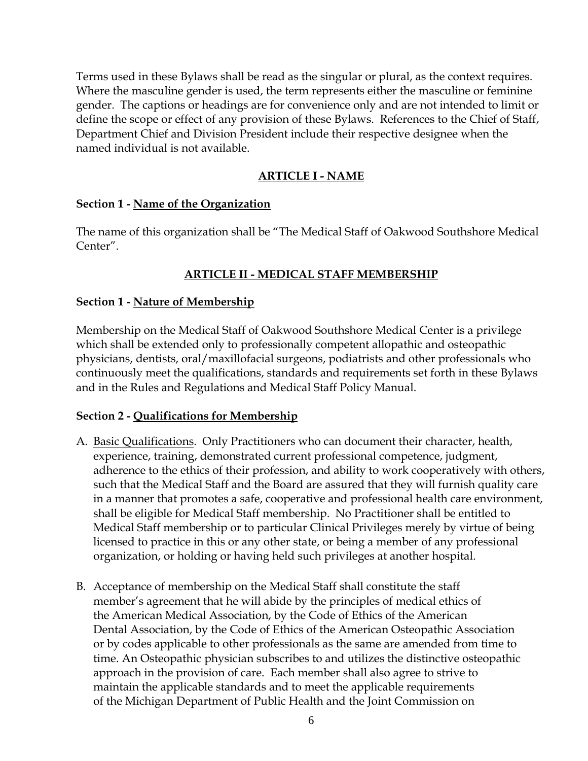Terms used in these Bylaws shall be read as the singular or plural, as the context requires. Where the masculine gender is used, the term represents either the masculine or feminine gender. The captions or headings are for convenience only and are not intended to limit or define the scope or effect of any provision of these Bylaws. References to the Chief of Staff, Department Chief and Division President include their respective designee when the named individual is not available.

## ARTICLE I - NAME

### Section 1 - Name of the Organization

The name of this organization shall be "The Medical Staff of Oakwood Southshore Medical Center".

## ARTICLE II - MEDICAL STAFF MEMBERSHIP

### Section 1 - Nature of Membership

Membership on the Medical Staff of Oakwood Southshore Medical Center is a privilege which shall be extended only to professionally competent allopathic and osteopathic physicians, dentists, oral/maxillofacial surgeons, podiatrists and other professionals who continuously meet the qualifications, standards and requirements set forth in these Bylaws and in the Rules and Regulations and Medical Staff Policy Manual.

### Section 2 - Qualifications for Membership

A. Basic Qualifications. Only Practitioners who can document their character, health, experience, training, demonstrated current professional competence, judgment, adherence to the ethics of their profession, and ability to work cooperatively with others, such that the Medical Staff and the Board are assured that they will furnish quality care in a manner that promotes a safe, cooperative and professional health care environment, shall be eligible for Medical Staff membership. No Practitioner shall be entitled to Medical Staff membership or to particular Clinical Privileges merely by virtue of being licensed to practice in this or any other state, or being a member of any professional organization, or holding or having held such privileges at another hospital.

B. Acceptance of membership on the Medical Staff shall constitute the staff member's agreement that he will abide by the principles of medical ethics of the American Medical Association, by the Code of Ethics of the American Dental Association, by the Code of Ethics of the American Osteopathic Association or by codes applicable to other professionals as the same are amended from time to time. An Osteopathic physician subscribes to and utilizes the distinctive osteopathic approach in the provision of care. Each member shall also agree to strive to maintain the applicable standards and to meet the applicable requirements of the Michigan Department of Public Health and the Joint Commission on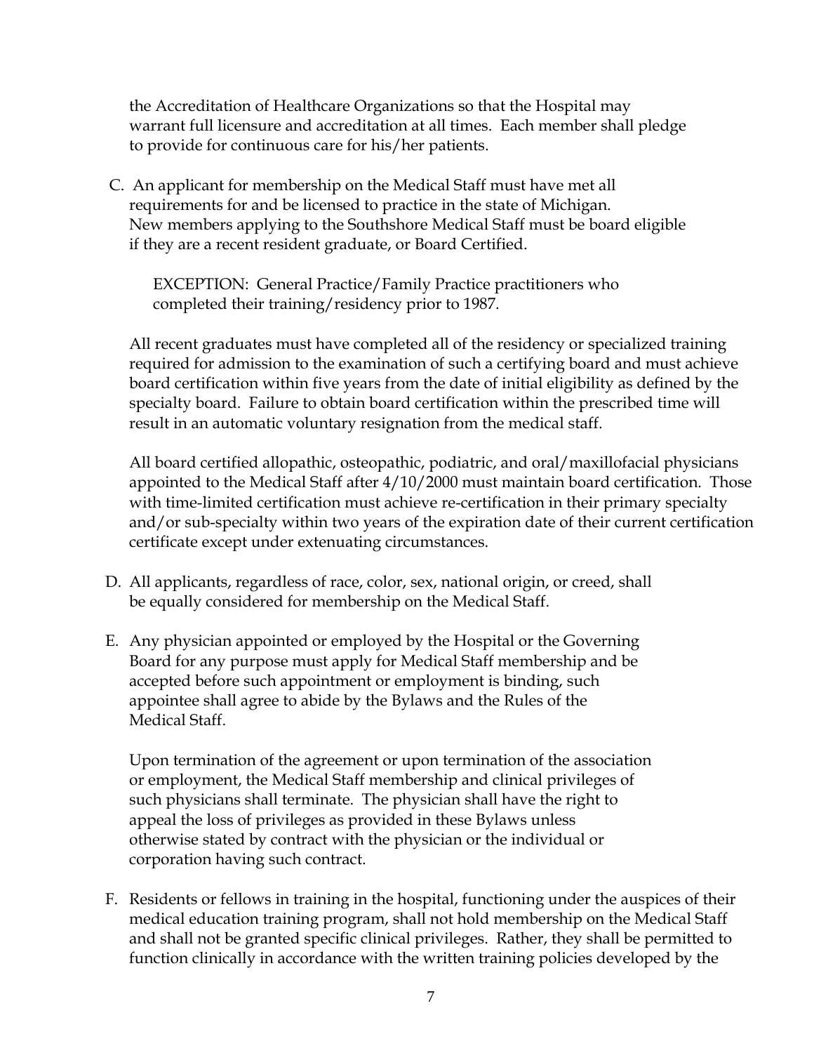the Accreditation of Healthcare Organizations so that the Hospital may warrant full licensure and accreditation at all times. Each member shall pledge to provide for continuous care for his/her patients.

C. An applicant for membership on the Medical Staff must have met all requirements for and be licensed to practice in the state of Michigan. New members applying to the Southshore Medical Staff must be board eligible if they are a recent resident graduate, or Board Certified.

   EXCEPTION: General Practice/Family Practice practitioners who completed their training/residency prior to 1987.

   All recent graduates must have completed all of the residency or specialized training required for admission to the examination of such a certifying board and must achieve board certification within five years from the date of initial eligibility as defined by the specialty board. Failure to obtain board certification within the prescribed time will result in an automatic voluntary resignation from the medical staff.

   All board certified allopathic, osteopathic, podiatric, and oral/maxillofacial physicians appointed to the Medical Staff after 4/10/2000 must maintain board certification. Those with time-limited certification must achieve re-certification in their primary specialty and/or sub-specialty within two years of the expiration date of their current certification certificate except under extenuating circumstances.

D. All applicants, regardless of race, color, sex, national origin, or creed, shall be equally considered for membership on the Medical Staff.

E. Any physician appointed or employed by the Hospital or the Governing Board for any purpose must apply for Medical Staff membership and be accepted before such appointment or employment is binding, such appointee shall agree to abide by the Bylaws and the Rules of the Medical Staff.

   Upon termination of the agreement or upon termination of the association or employment, the Medical Staff membership and clinical privileges of such physicians shall terminate. The physician shall have the right to appeal the loss of privileges as provided in these Bylaws unless otherwise stated by contract with the physician or the individual or corporation having such contract.

F. Residents or fellows in training in the hospital, functioning under the auspices of their medical education training program, shall not hold membership on the Medical Staff and shall not be granted specific clinical privileges. Rather, they shall be permitted to function clinically in accordance with the written training policies developed by the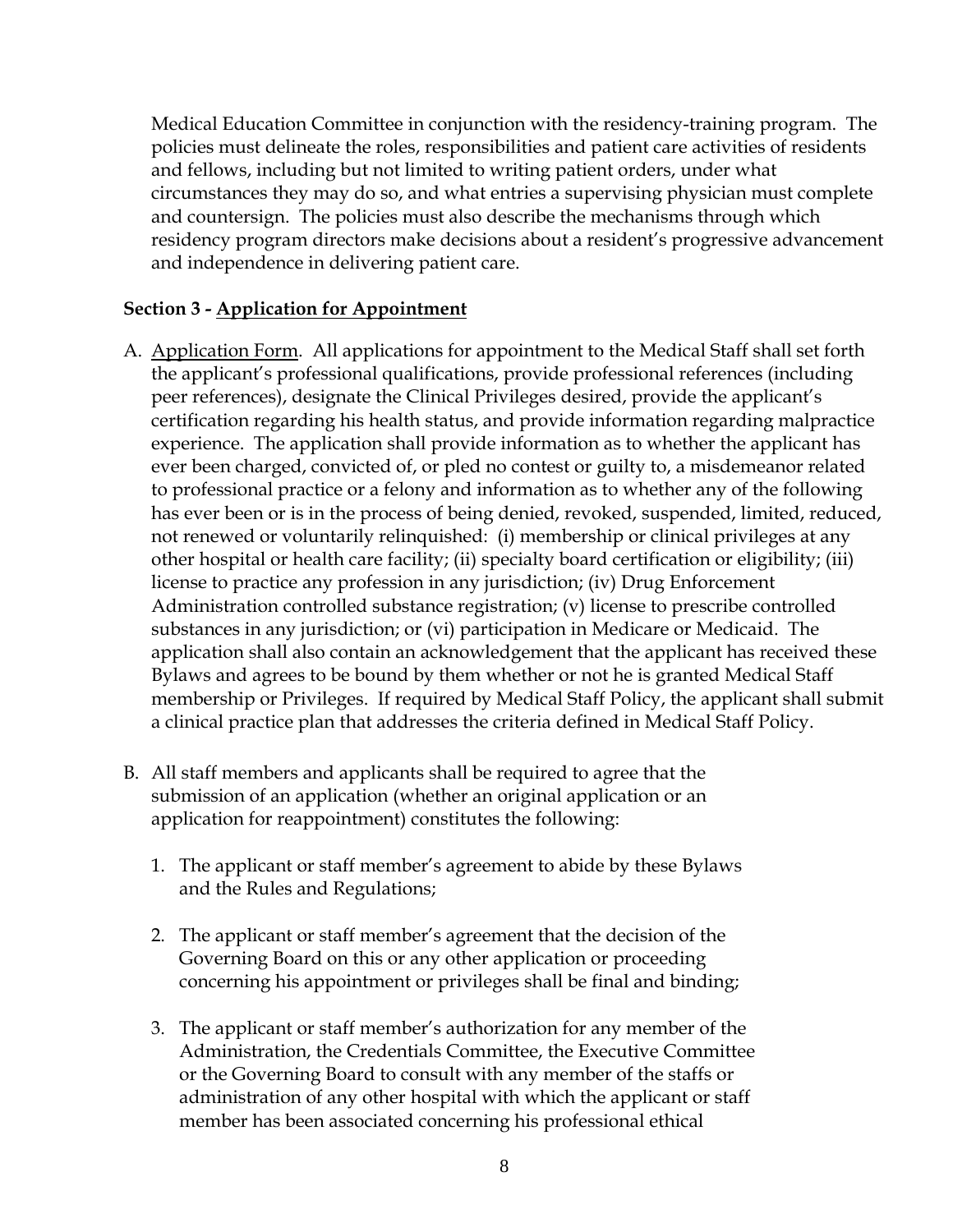Medical Education Committee in conjunction with the residency-training program. The policies must delineate the roles, responsibilities and patient care activities of residents and fellows, including but not limited to writing patient orders, under what circumstances they may do so, and what entries a supervising physician must complete and countersign. The policies must also describe the mechanisms through which residency program directors make decisions about a resident's progressive advancement and independence in delivering patient care.

**Section 3 - Application for Appointment**

A. Application Form. All applications for appointment to the Medical Staff shall set forth the applicant's professional qualifications, provide professional references (including peer references), designate the Clinical Privileges desired, provide the applicant's certification regarding his health status, and provide information regarding malpractice experience. The application shall provide information as to whether the applicant has ever been charged, convicted of, or pled no contest or guilty to, a misdemeanor related to professional practice or a felony and information as to whether any of the following has ever been or is in the process of being denied, revoked, suspended, limited, reduced, not renewed or voluntarily relinquished: (i) membership or clinical privileges at any other hospital or health care facility; (ii) specialty board certification or eligibility; (iii) license to practice any profession in any jurisdiction; (iv) Drug Enforcement Administration controlled substance registration; (v) license to prescribe controlled substances in any jurisdiction; or (vi) participation in Medicare or Medicaid. The application shall also contain an acknowledgement that the applicant has received these Bylaws and agrees to be bound by them whether or not he is granted Medical Staff membership or Privileges. If required by Medical Staff Policy, the applicant shall submit a clinical practice plan that addresses the criteria defined in Medical Staff Policy.

B. All staff members and applicants shall be required to agree that the submission of an application (whether an original application or an application for reappointment) constitutes the following:

   1. The applicant or staff member's agreement to abide by these Bylaws and the Rules and Regulations;

   2. The applicant or staff member's agreement that the decision of the Governing Board on this or any other application or proceeding concerning his appointment or privileges shall be final and binding;

   3. The applicant or staff member's authorization for any member of the Administration, the Credentials Committee, the Executive Committee or the Governing Board to consult with any member of the staffs or administration of any other hospital with which the applicant or staff member has been associated concerning his professional ethical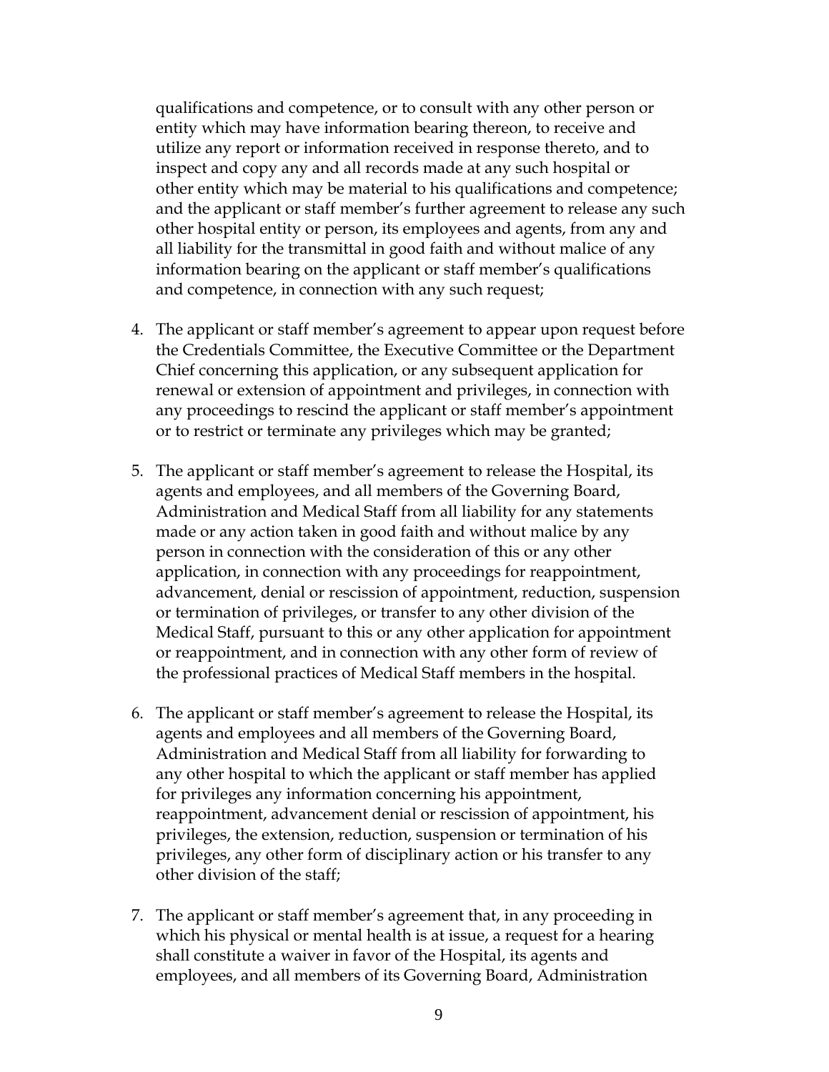qualifications and competence, or to consult with any other person or entity which may have information bearing thereon, to receive and utilize any report or information received in response thereto, and to inspect and copy any and all records made at any such hospital or other entity which may be material to his qualifications and competence; and the applicant or staff member's further agreement to release any such other hospital entity or person, its employees and agents, from any and all liability for the transmittal in good faith and without malice of any information bearing on the applicant or staff member's qualifications and competence, in connection with any such request;

4. The applicant or staff member's agreement to appear upon request before the Credentials Committee, the Executive Committee or the Department Chief concerning this application, or any subsequent application for renewal or extension of appointment and privileges, in connection with any proceedings to rescind the applicant or staff member's appointment or to restrict or terminate any privileges which may be granted;

5. The applicant or staff member's agreement to release the Hospital, its agents and employees, and all members of the Governing Board, Administration and Medical Staff from all liability for any statements made or any action taken in good faith and without malice by any person in connection with the consideration of this or any other application, in connection with any proceedings for reappointment, advancement, denial or rescission of appointment, reduction, suspension or termination of privileges, or transfer to any other division of the Medical Staff, pursuant to this or any other application for appointment or reappointment, and in connection with any other form of review of the professional practices of Medical Staff members in the hospital.

6. The applicant or staff member's agreement to release the Hospital, its agents and employees and all members of the Governing Board, Administration and Medical Staff from all liability for forwarding to any other hospital to which the applicant or staff member has applied for privileges any information concerning his appointment, reappointment, advancement denial or rescission of appointment, his privileges, the extension, reduction, suspension or termination of his privileges, any other form of disciplinary action or his transfer to any other division of the staff;

7. The applicant or staff member's agreement that, in any proceeding in which his physical or mental health is at issue, a request for a hearing shall constitute a waiver in favor of the Hospital, its agents and employees, and all members of its Governing Board, Administration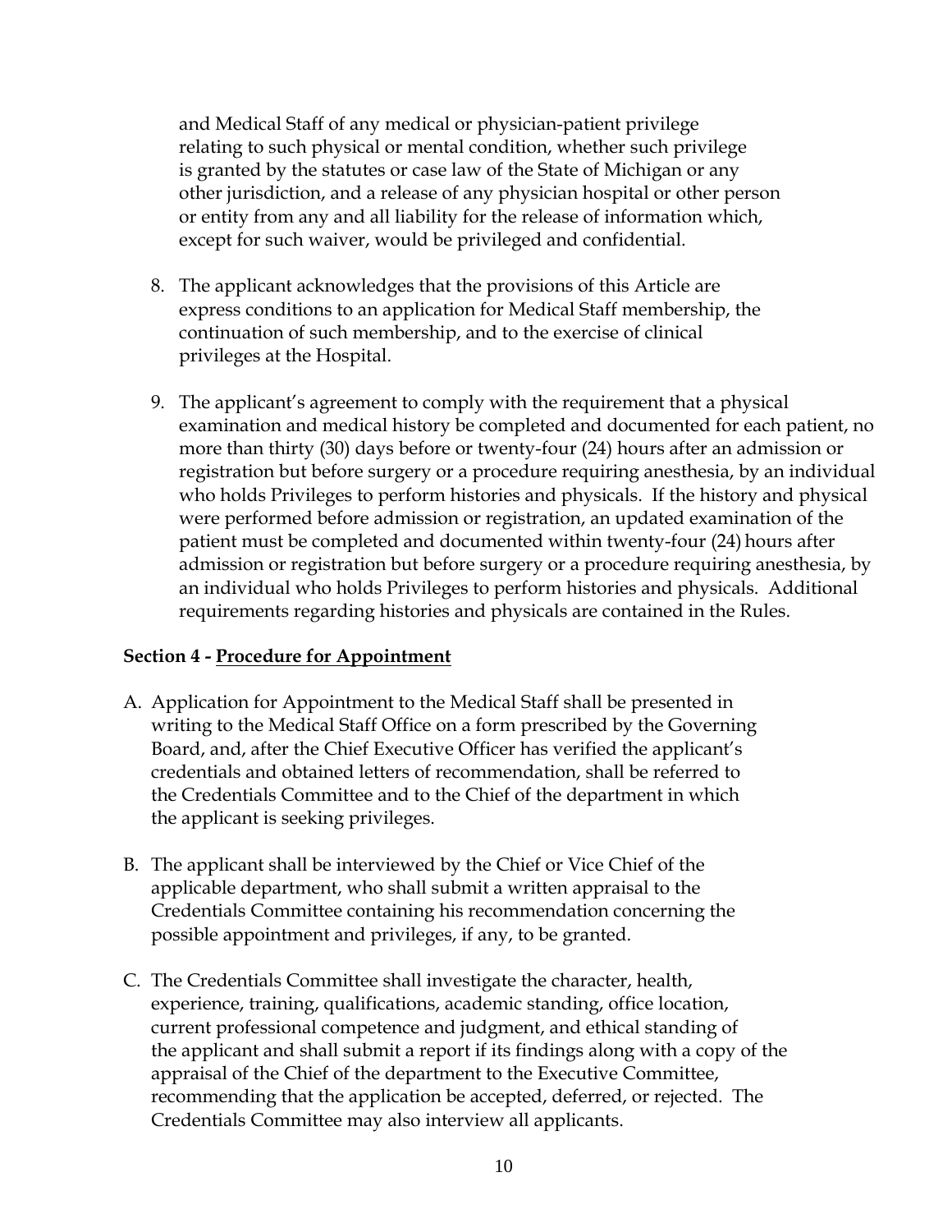and Medical Staff of any medical or physician-patient privilege relating to such physical or mental condition, whether such privilege is granted by the statutes or case law of the State of Michigan or any other jurisdiction, and a release of any physician hospital or other person or entity from any and all liability for the release of information which, except for such waiver, would be privileged and confidential.

8. The applicant acknowledges that the provisions of this Article are express conditions to an application for Medical Staff membership, the continuation of such membership, and to the exercise of clinical privileges at the Hospital.

9. The applicant's agreement to comply with the requirement that a physical examination and medical history be completed and documented for each patient, no more than thirty (30) days before or twenty-four (24) hours after an admission or registration but before surgery or a procedure requiring anesthesia, by an individual who holds Privileges to perform histories and physicals. If the history and physical were performed before admission or registration, an updated examination of the patient must be completed and documented within twenty-four (24) hours after admission or registration but before surgery or a procedure requiring anesthesia, by an individual who holds Privileges to perform histories and physicals. Additional requirements regarding histories and physicals are contained in the Rules.

**Section 4 - Procedure for Appointment**

A. Application for Appointment to the Medical Staff shall be presented in writing to the Medical Staff Office on a form prescribed by the Governing Board, and, after the Chief Executive Officer has verified the applicant's credentials and obtained letters of recommendation, shall be referred to the Credentials Committee and to the Chief of the department in which the applicant is seeking privileges.

B. The applicant shall be interviewed by the Chief or Vice Chief of the applicable department, who shall submit a written appraisal to the Credentials Committee containing his recommendation concerning the possible appointment and privileges, if any, to be granted.

C. The Credentials Committee shall investigate the character, health, experience, training, qualifications, academic standing, office location, current professional competence and judgment, and ethical standing of the applicant and shall submit a report if its findings along with a copy of the appraisal of the Chief of the department to the Executive Committee, recommending that the application be accepted, deferred, or rejected. The Credentials Committee may also interview all applicants.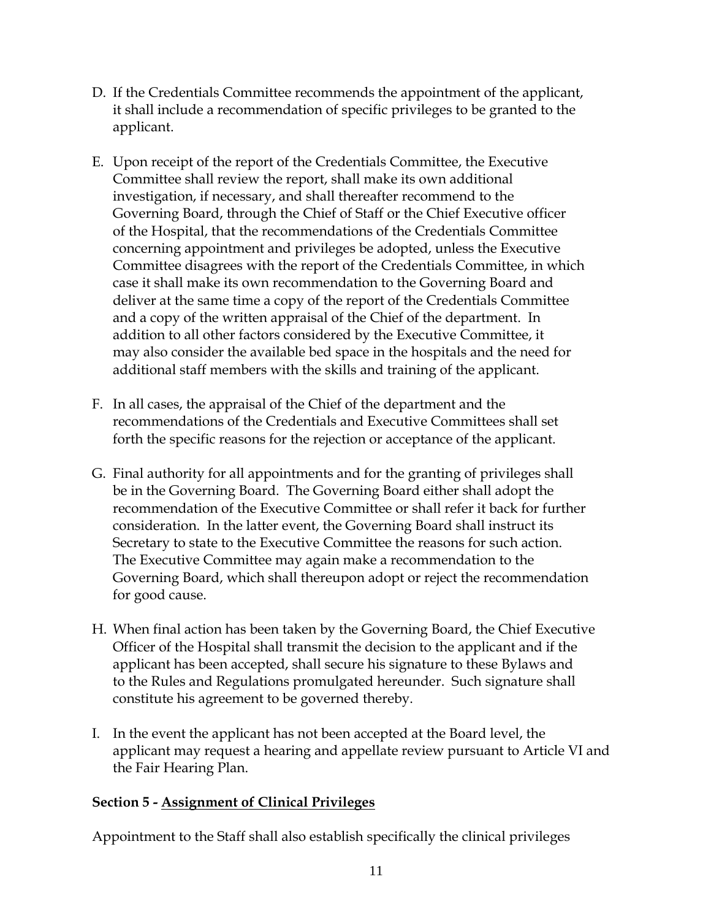D. If the Credentials Committee recommends the appointment of the applicant, it shall include a recommendation of specific privileges to be granted to the applicant.

E. Upon receipt of the report of the Credentials Committee, the Executive Committee shall review the report, shall make its own additional investigation, if necessary, and shall thereafter recommend to the Governing Board, through the Chief of Staff or the Chief Executive officer of the Hospital, that the recommendations of the Credentials Committee concerning appointment and privileges be adopted, unless the Executive Committee disagrees with the report of the Credentials Committee, in which case it shall make its own recommendation to the Governing Board and deliver at the same time a copy of the report of the Credentials Committee and a copy of the written appraisal of the Chief of the department. In addition to all other factors considered by the Executive Committee, it may also consider the available bed space in the hospitals and the need for additional staff members with the skills and training of the applicant.

F. In all cases, the appraisal of the Chief of the department and the recommendations of the Credentials and Executive Committees shall set forth the specific reasons for the rejection or acceptance of the applicant.

G. Final authority for all appointments and for the granting of privileges shall be in the Governing Board. The Governing Board either shall adopt the recommendation of the Executive Committee or shall refer it back for further consideration. In the latter event, the Governing Board shall instruct its Secretary to state to the Executive Committee the reasons for such action. The Executive Committee may again make a recommendation to the Governing Board, which shall thereupon adopt or reject the recommendation for good cause.

H. When final action has been taken by the Governing Board, the Chief Executive Officer of the Hospital shall transmit the decision to the applicant and if the applicant has been accepted, shall secure his signature to these Bylaws and to the Rules and Regulations promulgated hereunder. Such signature shall constitute his agreement to be governed thereby.

I. In the event the applicant has not been accepted at the Board level, the applicant may request a hearing and appellate review pursuant to Article VI and the Fair Hearing Plan.

**Section 5 - <u>Assignment of Clinical Privileges</u>**

Appointment to the Staff shall also establish specifically the clinical privileges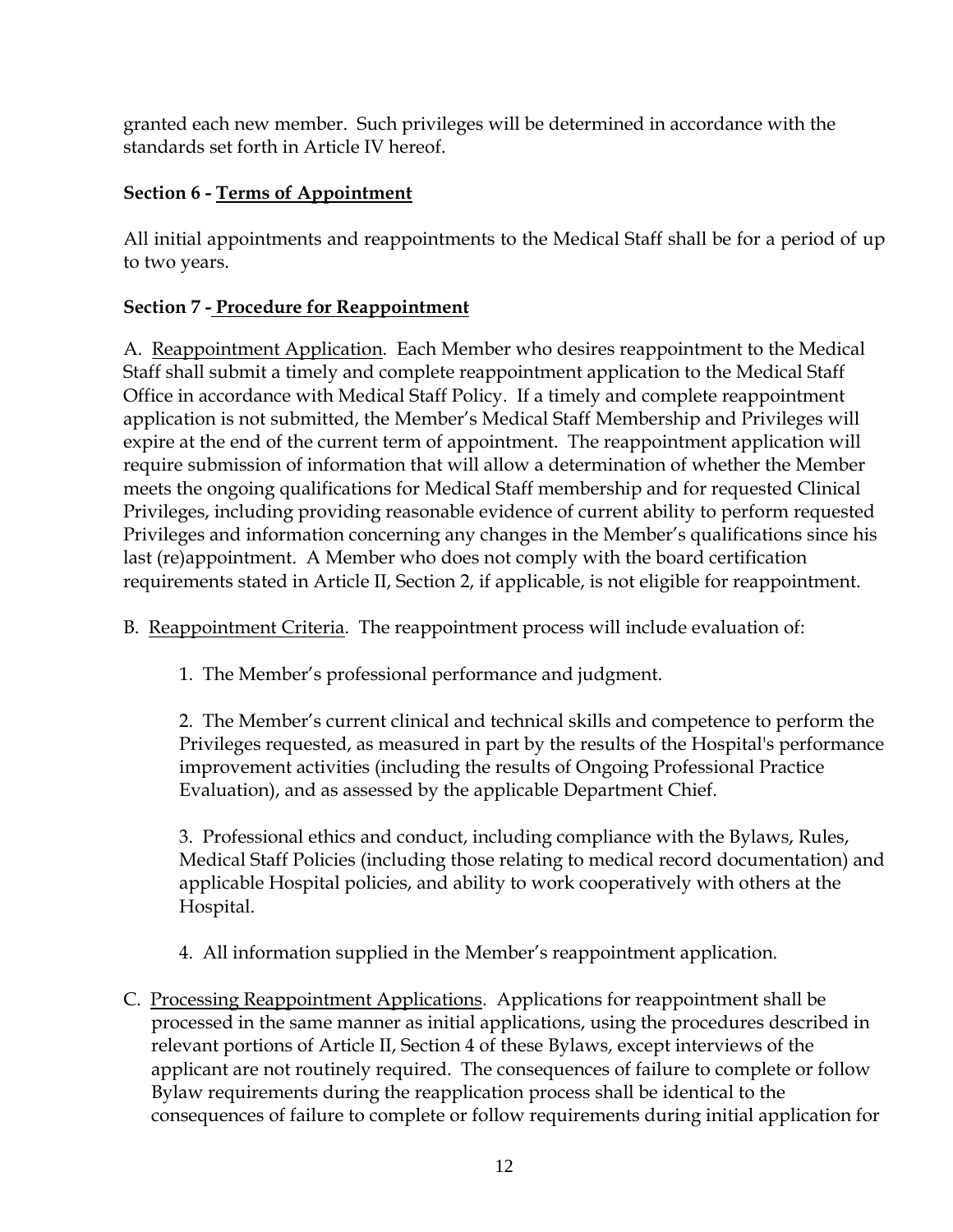granted each new member. Such privileges will be determined in accordance with the standards set forth in Article IV hereof.

**Section 6 - Terms of Appointment**

All initial appointments and reappointments to the Medical Staff shall be for a period of up to two years.

**Section 7 - Procedure for Reappointment**

A. Reappointment Application. Each Member who desires reappointment to the Medical Staff shall submit a timely and complete reappointment application to the Medical Staff Office in accordance with Medical Staff Policy. If a timely and complete reappointment application is not submitted, the Member's Medical Staff Membership and Privileges will expire at the end of the current term of appointment. The reappointment application will require submission of information that will allow a determination of whether the Member meets the ongoing qualifications for Medical Staff membership and for requested Clinical Privileges, including providing reasonable evidence of current ability to perform requested Privileges and information concerning any changes in the Member's qualifications since his last (re)appointment. A Member who does not comply with the board certification requirements stated in Article II, Section 2, if applicable, is not eligible for reappointment.

B. Reappointment Criteria. The reappointment process will include evaluation of:

1. The Member's professional performance and judgment.

2. The Member's current clinical and technical skills and competence to perform the Privileges requested, as measured in part by the results of the Hospital's performance improvement activities (including the results of Ongoing Professional Practice Evaluation), and as assessed by the applicable Department Chief.

3. Professional ethics and conduct, including compliance with the Bylaws, Rules, Medical Staff Policies (including those relating to medical record documentation) and applicable Hospital policies, and ability to work cooperatively with others at the Hospital.

4. All information supplied in the Member's reappointment application.

C. Processing Reappointment Applications. Applications for reappointment shall be processed in the same manner as initial applications, using the procedures described in relevant portions of Article II, Section 4 of these Bylaws, except interviews of the applicant are not routinely required. The consequences of failure to complete or follow Bylaw requirements during the reapplication process shall be identical to the consequences of failure to complete or follow requirements during initial application for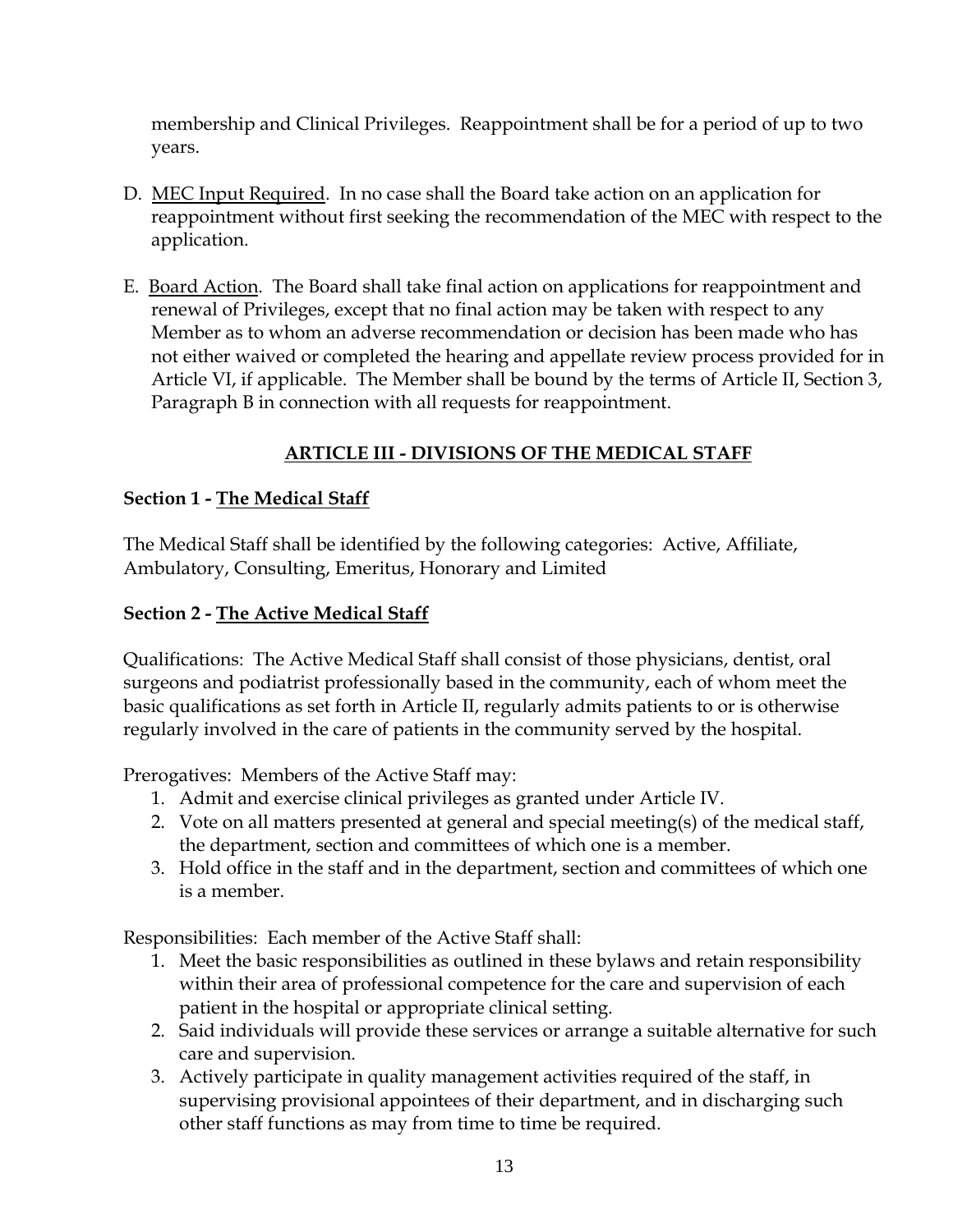membership and Clinical Privileges. Reappointment shall be for a period of up to two years.

D. <u>MEC Input Required</u>. In no case shall the Board take action on an application for reappointment without first seeking the recommendation of the MEC with respect to the application.

E. <u>Board Action</u>. The Board shall take final action on applications for reappointment and renewal of Privileges, except that no final action may be taken with respect to any Member as to whom an adverse recommendation or decision has been made who has not either waived or completed the hearing and appellate review process provided for in Article VI, if applicable. The Member shall be bound by the terms of Article II, Section 3, Paragraph B in connection with all requests for reappointment.

## ARTICLE III - DIVISIONS OF THE MEDICAL STAFF

**Section 1 - <u>The Medical Staff</u>**

The Medical Staff shall be identified by the following categories: Active, Affiliate, Ambulatory, Consulting, Emeritus, Honorary and Limited

**Section 2 - <u>The Active Medical Staff</u>**

Qualifications: The Active Medical Staff shall consist of those physicians, dentist, oral surgeons and podiatrist professionally based in the community, each of whom meet the basic qualifications as set forth in Article II, regularly admits patients to or is otherwise regularly involved in the care of patients in the community served by the hospital.

Prerogatives: Members of the Active Staff may:

1. Admit and exercise clinical privileges as granted under Article IV.
2. Vote on all matters presented at general and special meeting(s) of the medical staff, the department, section and committees of which one is a member.
3. Hold office in the staff and in the department, section and committees of which one is a member.

Responsibilities: Each member of the Active Staff shall:

1. Meet the basic responsibilities as outlined in these bylaws and retain responsibility within their area of professional competence for the care and supervision of each patient in the hospital or appropriate clinical setting.
2. Said individuals will provide these services or arrange a suitable alternative for such care and supervision.
3. Actively participate in quality management activities required of the staff, in supervising provisional appointees of their department, and in discharging such other staff functions as may from time to time be required.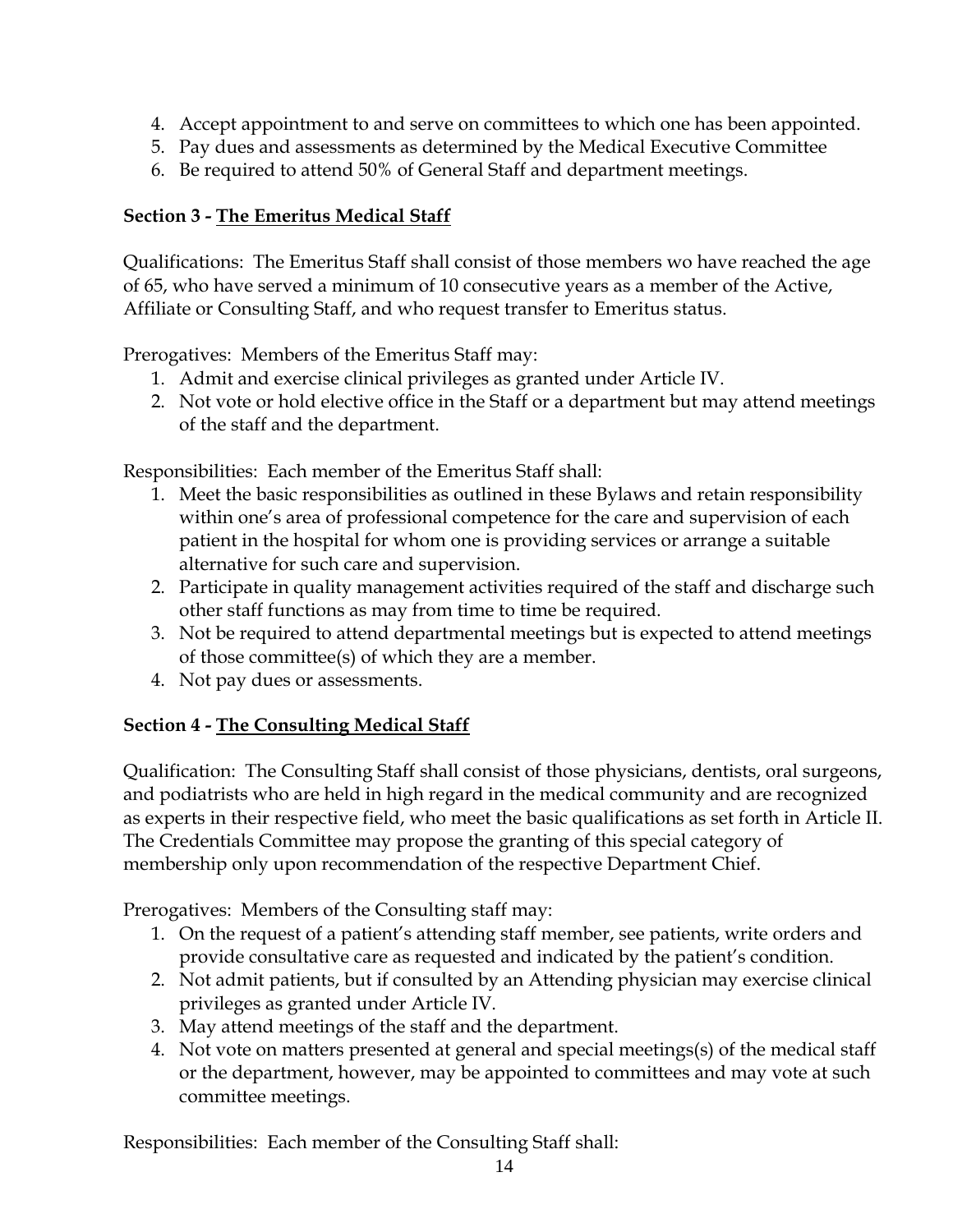4. Accept appointment to and serve on committees to which one has been appointed.
5. Pay dues and assessments as determined by the Medical Executive Committee
6. Be required to attend 50% of General Staff and department meetings.

**Section 3 - <u>The Emeritus Medical Staff</u>**

Qualifications: The Emeritus Staff shall consist of those members wo have reached the age of 65, who have served a minimum of 10 consecutive years as a member of the Active, Affiliate or Consulting Staff, and who request transfer to Emeritus status.

Prerogatives: Members of the Emeritus Staff may:

1. Admit and exercise clinical privileges as granted under Article IV.
2. Not vote or hold elective office in the Staff or a department but may attend meetings of the staff and the department.

Responsibilities: Each member of the Emeritus Staff shall:

1. Meet the basic responsibilities as outlined in these Bylaws and retain responsibility within one's area of professional competence for the care and supervision of each patient in the hospital for whom one is providing services or arrange a suitable alternative for such care and supervision.
2. Participate in quality management activities required of the staff and discharge such other staff functions as may from time to time be required.
3. Not be required to attend departmental meetings but is expected to attend meetings of those committee(s) of which they are a member.
4. Not pay dues or assessments.

**Section 4 - <u>The Consulting Medical Staff</u>**

Qualification: The Consulting Staff shall consist of those physicians, dentists, oral surgeons, and podiatrists who are held in high regard in the medical community and are recognized as experts in their respective field, who meet the basic qualifications as set forth in Article II. The Credentials Committee may propose the granting of this special category of membership only upon recommendation of the respective Department Chief.

Prerogatives: Members of the Consulting staff may:

1. On the request of a patient's attending staff member, see patients, write orders and provide consultative care as requested and indicated by the patient's condition.
2. Not admit patients, but if consulted by an Attending physician may exercise clinical privileges as granted under Article IV.
3. May attend meetings of the staff and the department.
4. Not vote on matters presented at general and special meetings(s) of the medical staff or the department, however, may be appointed to committees and may vote at such committee meetings.

Responsibilities: Each member of the Consulting Staff shall: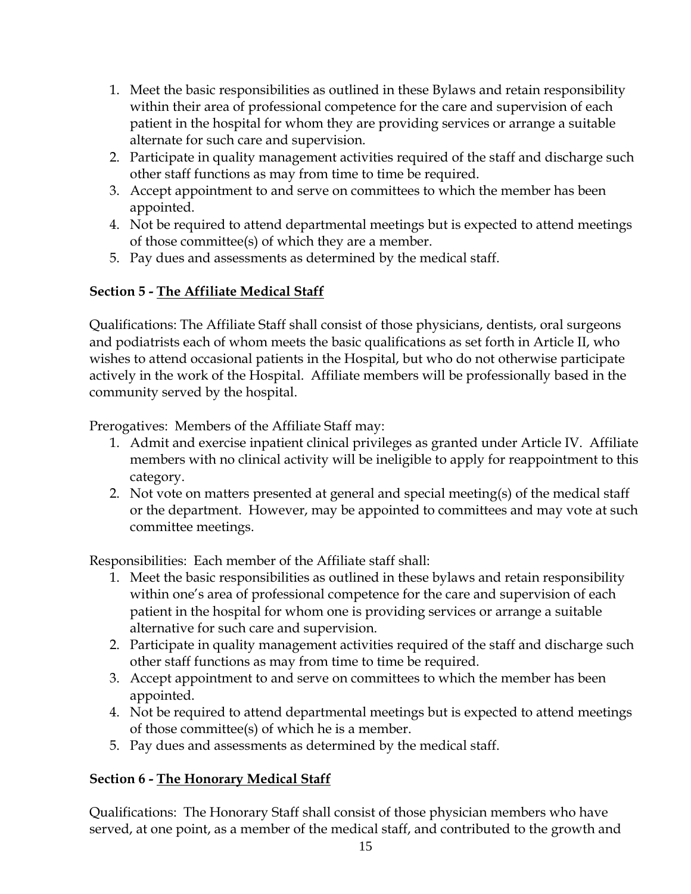1. Meet the basic responsibilities as outlined in these Bylaws and retain responsibility within their area of professional competence for the care and supervision of each patient in the hospital for whom they are providing services or arrange a suitable alternate for such care and supervision.
2. Participate in quality management activities required of the staff and discharge such other staff functions as may from time to time be required.
3. Accept appointment to and serve on committees to which the member has been appointed.
4. Not be required to attend departmental meetings but is expected to attend meetings of those committee(s) of which they are a member.
5. Pay dues and assessments as determined by the medical staff.

**Section 5 - <u>The Affiliate Medical Staff</u>**

Qualifications: The Affiliate Staff shall consist of those physicians, dentists, oral surgeons and podiatrists each of whom meets the basic qualifications as set forth in Article II, who wishes to attend occasional patients in the Hospital, but who do not otherwise participate actively in the work of the Hospital. Affiliate members will be professionally based in the community served by the hospital.

Prerogatives: Members of the Affiliate Staff may:

1. Admit and exercise inpatient clinical privileges as granted under Article IV. Affiliate members with no clinical activity will be ineligible to apply for reappointment to this category.
2. Not vote on matters presented at general and special meeting(s) of the medical staff or the department. However, may be appointed to committees and may vote at such committee meetings.

Responsibilities: Each member of the Affiliate staff shall:

1. Meet the basic responsibilities as outlined in these bylaws and retain responsibility within one's area of professional competence for the care and supervision of each patient in the hospital for whom one is providing services or arrange a suitable alternative for such care and supervision.
2. Participate in quality management activities required of the staff and discharge such other staff functions as may from time to time be required.
3. Accept appointment to and serve on committees to which the member has been appointed.
4. Not be required to attend departmental meetings but is expected to attend meetings of those committee(s) of which he is a member.
5. Pay dues and assessments as determined by the medical staff.

**Section 6 - <u>The Honorary Medical Staff</u>**

Qualifications: The Honorary Staff shall consist of those physician members who have served, at one point, as a member of the medical staff, and contributed to the growth and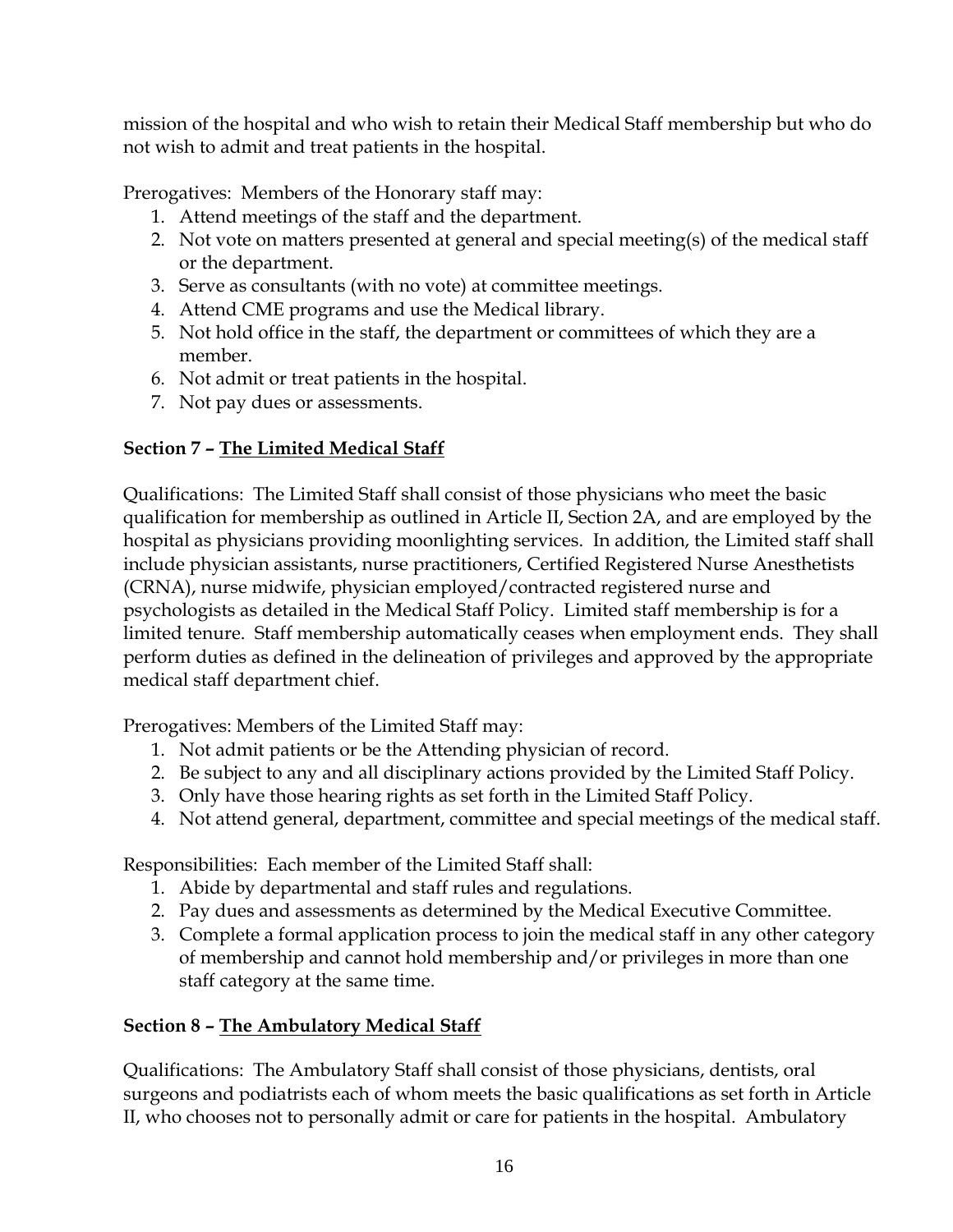mission of the hospital and who wish to retain their Medical Staff membership but who do not wish to admit and treat patients in the hospital.

Prerogatives: Members of the Honorary staff may:

1. Attend meetings of the staff and the department.
2. Not vote on matters presented at general and special meeting(s) of the medical staff or the department.
3. Serve as consultants (with no vote) at committee meetings.
4. Attend CME programs and use the Medical library.
5. Not hold office in the staff, the department or committees of which they are a member.
6. Not admit or treat patients in the hospital.
7. Not pay dues or assessments.

**Section 7 – The Limited Medical Staff**

Qualifications: The Limited Staff shall consist of those physicians who meet the basic qualification for membership as outlined in Article II, Section 2A, and are employed by the hospital as physicians providing moonlighting services. In addition, the Limited staff shall include physician assistants, nurse practitioners, Certified Registered Nurse Anesthetists (CRNA), nurse midwife, physician employed/contracted registered nurse and psychologists as detailed in the Medical Staff Policy. Limited staff membership is for a limited tenure. Staff membership automatically ceases when employment ends. They shall perform duties as defined in the delineation of privileges and approved by the appropriate medical staff department chief.

Prerogatives: Members of the Limited Staff may:

1. Not admit patients or be the Attending physician of record.
2. Be subject to any and all disciplinary actions provided by the Limited Staff Policy.
3. Only have those hearing rights as set forth in the Limited Staff Policy.
4. Not attend general, department, committee and special meetings of the medical staff.

Responsibilities: Each member of the Limited Staff shall:

1. Abide by departmental and staff rules and regulations.
2. Pay dues and assessments as determined by the Medical Executive Committee.
3. Complete a formal application process to join the medical staff in any other category of membership and cannot hold membership and/or privileges in more than one staff category at the same time.

**Section 8 – The Ambulatory Medical Staff**

Qualifications: The Ambulatory Staff shall consist of those physicians, dentists, oral surgeons and podiatrists each of whom meets the basic qualifications as set forth in Article II, who chooses not to personally admit or care for patients in the hospital. Ambulatory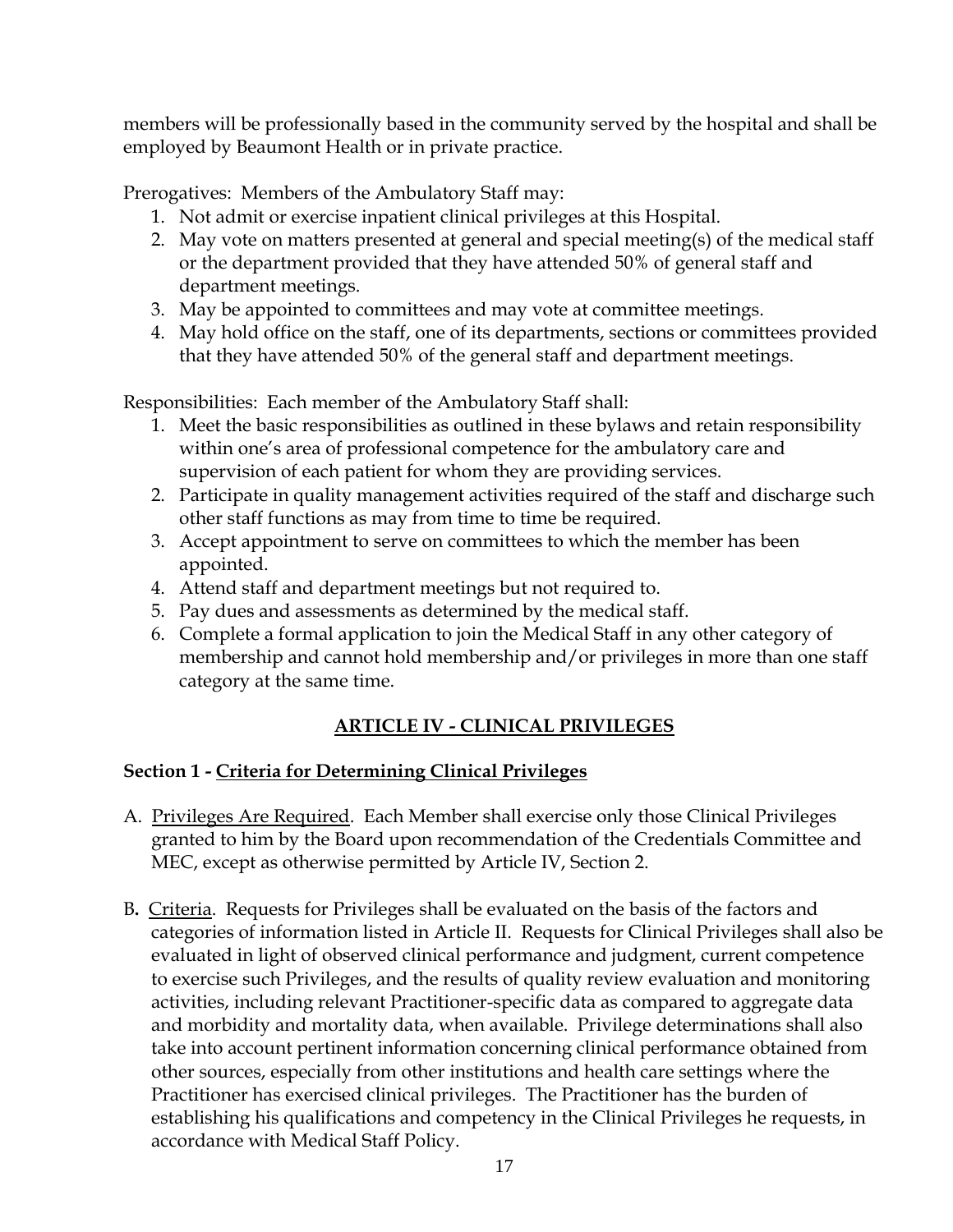members will be professionally based in the community served by the hospital and shall be employed by Beaumont Health or in private practice.

Prerogatives: Members of the Ambulatory Staff may:

1. Not admit or exercise inpatient clinical privileges at this Hospital.
2. May vote on matters presented at general and special meeting(s) of the medical staff or the department provided that they have attended 50% of general staff and department meetings.
3. May be appointed to committees and may vote at committee meetings.
4. May hold office on the staff, one of its departments, sections or committees provided that they have attended 50% of the general staff and department meetings.

Responsibilities: Each member of the Ambulatory Staff shall:

1. Meet the basic responsibilities as outlined in these bylaws and retain responsibility within one's area of professional competence for the ambulatory care and supervision of each patient for whom they are providing services.
2. Participate in quality management activities required of the staff and discharge such other staff functions as may from time to time be required.
3. Accept appointment to serve on committees to which the member has been appointed.
4. Attend staff and department meetings but not required to.
5. Pay dues and assessments as determined by the medical staff.
6. Complete a formal application to join the Medical Staff in any other category of membership and cannot hold membership and/or privileges in more than one staff category at the same time.

## ARTICLE IV - CLINICAL PRIVILEGES

### Section 1 - Criteria for Determining Clinical Privileges

A. Privileges Are Required. Each Member shall exercise only those Clinical Privileges granted to him by the Board upon recommendation of the Credentials Committee and MEC, except as otherwise permitted by Article IV, Section 2.

B. Criteria. Requests for Privileges shall be evaluated on the basis of the factors and categories of information listed in Article II. Requests for Clinical Privileges shall also be evaluated in light of observed clinical performance and judgment, current competence to exercise such Privileges, and the results of quality review evaluation and monitoring activities, including relevant Practitioner-specific data as compared to aggregate data and morbidity and mortality data, when available. Privilege determinations shall also take into account pertinent information concerning clinical performance obtained from other sources, especially from other institutions and health care settings where the Practitioner has exercised clinical privileges. The Practitioner has the burden of establishing his qualifications and competency in the Clinical Privileges he requests, in accordance with Medical Staff Policy.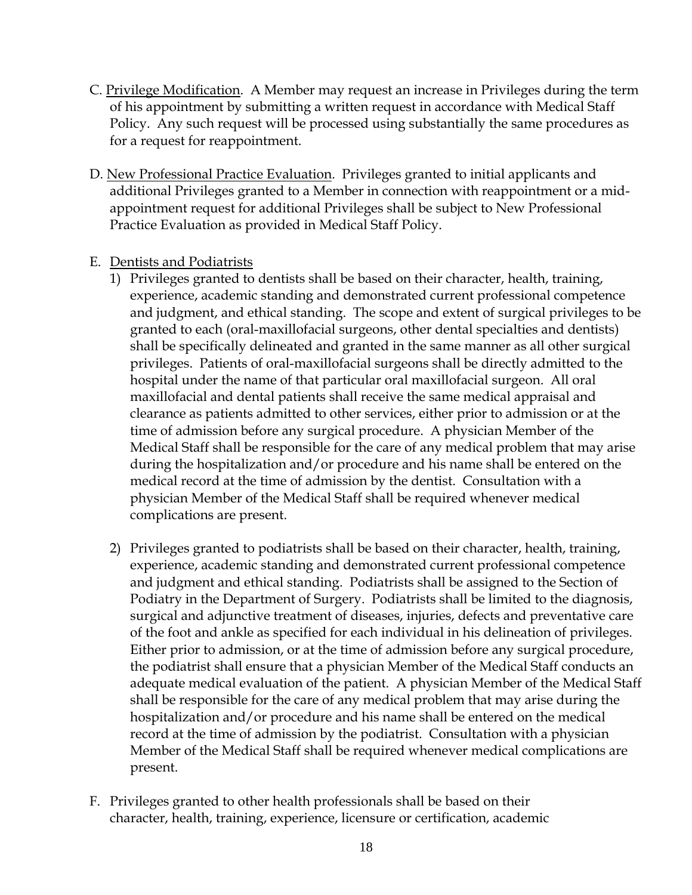C. <u>Privilege Modification</u>. A Member may request an increase in Privileges during the term of his appointment by submitting a written request in accordance with Medical Staff Policy. Any such request will be processed using substantially the same procedures as for a request for reappointment.

D. <u>New Professional Practice Evaluation</u>. Privileges granted to initial applicants and additional Privileges granted to a Member in connection with reappointment or a mid-appointment request for additional Privileges shall be subject to New Professional Practice Evaluation as provided in Medical Staff Policy.

E. <u>Dentists and Podiatrists</u>

1) Privileges granted to dentists shall be based on their character, health, training, experience, academic standing and demonstrated current professional competence and judgment, and ethical standing. The scope and extent of surgical privileges to be granted to each (oral-maxillofacial surgeons, other dental specialties and dentists) shall be specifically delineated and granted in the same manner as all other surgical privileges. Patients of oral-maxillofacial surgeons shall be directly admitted to the hospital under the name of that particular oral maxillofacial surgeon. All oral maxillofacial and dental patients shall receive the same medical appraisal and clearance as patients admitted to other services, either prior to admission or at the time of admission before any surgical procedure. A physician Member of the Medical Staff shall be responsible for the care of any medical problem that may arise during the hospitalization and/or procedure and his name shall be entered on the medical record at the time of admission by the dentist. Consultation with a physician Member of the Medical Staff shall be required whenever medical complications are present.

2) Privileges granted to podiatrists shall be based on their character, health, training, experience, academic standing and demonstrated current professional competence and judgment and ethical standing. Podiatrists shall be assigned to the Section of Podiatry in the Department of Surgery. Podiatrists shall be limited to the diagnosis, surgical and adjunctive treatment of diseases, injuries, defects and preventative care of the foot and ankle as specified for each individual in his delineation of privileges. Either prior to admission, or at the time of admission before any surgical procedure, the podiatrist shall ensure that a physician Member of the Medical Staff conducts an adequate medical evaluation of the patient. A physician Member of the Medical Staff shall be responsible for the care of any medical problem that may arise during the hospitalization and/or procedure and his name shall be entered on the medical record at the time of admission by the podiatrist. Consultation with a physician Member of the Medical Staff shall be required whenever medical complications are present.

F. Privileges granted to other health professionals shall be based on their character, health, training, experience, licensure or certification, academic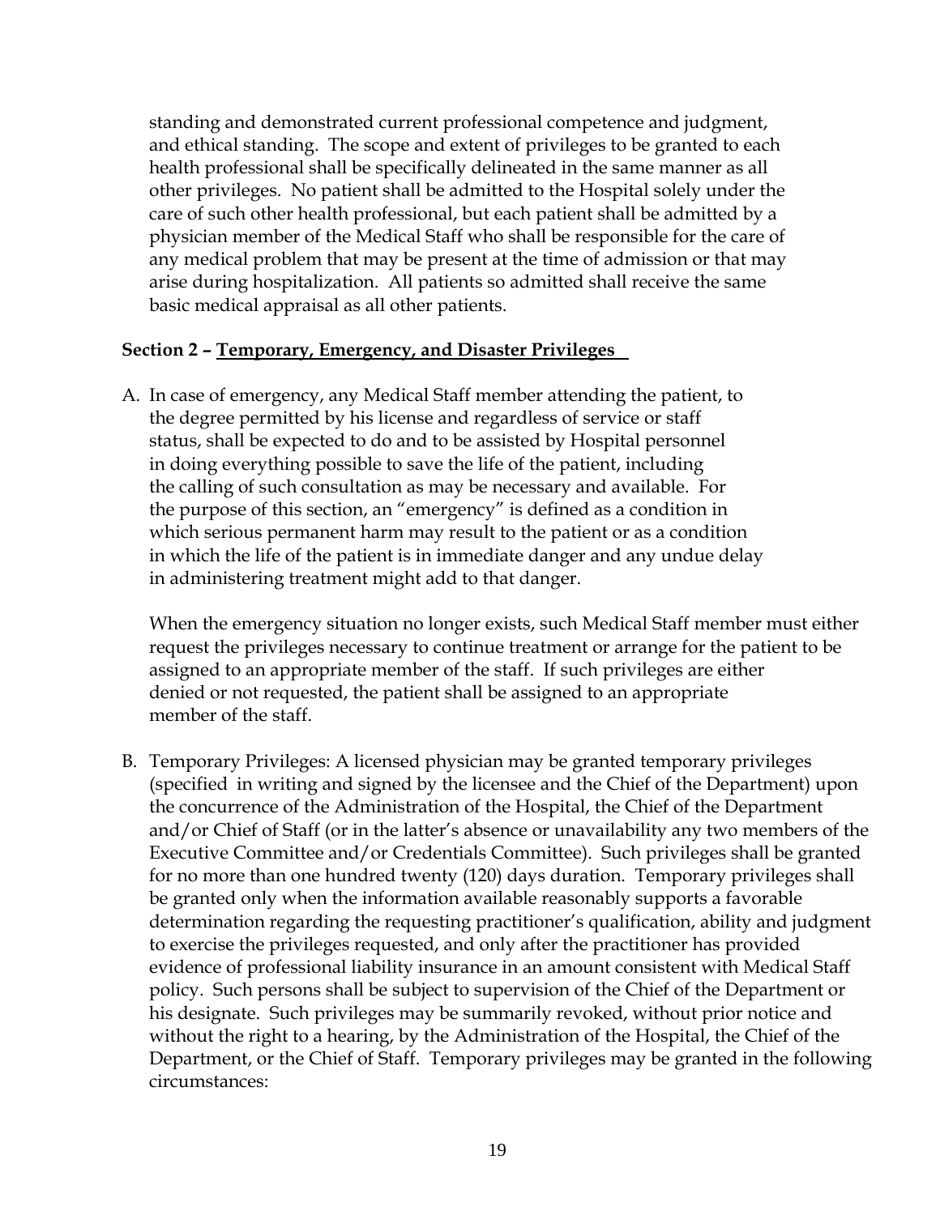standing and demonstrated current professional competence and judgment, and ethical standing. The scope and extent of privileges to be granted to each health professional shall be specifically delineated in the same manner as all other privileges. No patient shall be admitted to the Hospital solely under the care of such other health professional, but each patient shall be admitted by a physician member of the Medical Staff who shall be responsible for the care of any medical problem that may be present at the time of admission or that may arise during hospitalization. All patients so admitted shall receive the same basic medical appraisal as all other patients.

**Section 2 – Temporary, Emergency, and Disaster Privileges**

A. In case of emergency, any Medical Staff member attending the patient, to the degree permitted by his license and regardless of service or staff status, shall be expected to do and to be assisted by Hospital personnel in doing everything possible to save the life of the patient, including the calling of such consultation as may be necessary and available. For the purpose of this section, an "emergency" is defined as a condition in which serious permanent harm may result to the patient or as a condition in which the life of the patient is in immediate danger and any undue delay in administering treatment might add to that danger.

   When the emergency situation no longer exists, such Medical Staff member must either request the privileges necessary to continue treatment or arrange for the patient to be assigned to an appropriate member of the staff. If such privileges are either denied or not requested, the patient shall be assigned to an appropriate member of the staff.

B. Temporary Privileges: A licensed physician may be granted temporary privileges (specified in writing and signed by the licensee and the Chief of the Department) upon the concurrence of the Administration of the Hospital, the Chief of the Department and/or Chief of Staff (or in the latter's absence or unavailability any two members of the Executive Committee and/or Credentials Committee). Such privileges shall be granted for no more than one hundred twenty (120) days duration. Temporary privileges shall be granted only when the information available reasonably supports a favorable determination regarding the requesting practitioner's qualification, ability and judgment to exercise the privileges requested, and only after the practitioner has provided evidence of professional liability insurance in an amount consistent with Medical Staff policy. Such persons shall be subject to supervision of the Chief of the Department or his designate. Such privileges may be summarily revoked, without prior notice and without the right to a hearing, by the Administration of the Hospital, the Chief of the Department, or the Chief of Staff. Temporary privileges may be granted in the following circumstances: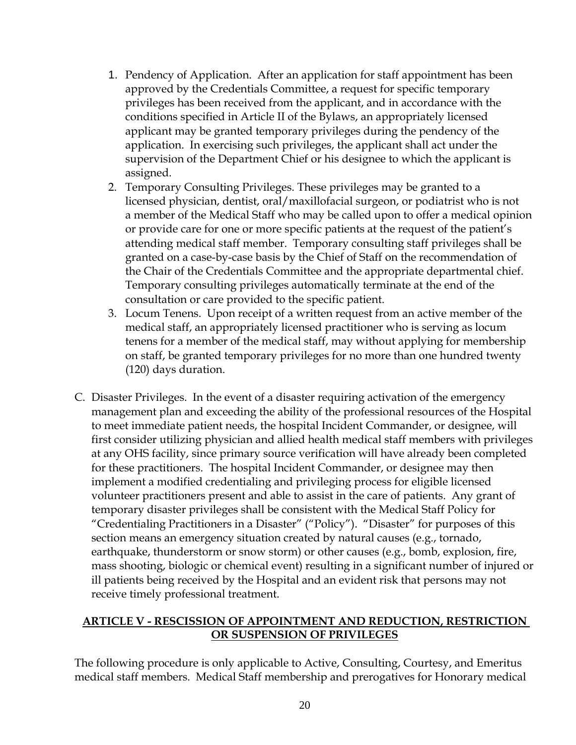1. Pendency of Application. After an application for staff appointment has been approved by the Credentials Committee, a request for specific temporary privileges has been received from the applicant, and in accordance with the conditions specified in Article II of the Bylaws, an appropriately licensed applicant may be granted temporary privileges during the pendency of the application. In exercising such privileges, the applicant shall act under the supervision of the Department Chief or his designee to which the applicant is assigned.
2. Temporary Consulting Privileges. These privileges may be granted to a licensed physician, dentist, oral/maxillofacial surgeon, or podiatrist who is not a member of the Medical Staff who may be called upon to offer a medical opinion or provide care for one or more specific patients at the request of the patient's attending medical staff member. Temporary consulting staff privileges shall be granted on a case-by-case basis by the Chief of Staff on the recommendation of the Chair of the Credentials Committee and the appropriate departmental chief. Temporary consulting privileges automatically terminate at the end of the consultation or care provided to the specific patient.
3. Locum Tenens. Upon receipt of a written request from an active member of the medical staff, an appropriately licensed practitioner who is serving as locum tenens for a member of the medical staff, may without applying for membership on staff, be granted temporary privileges for no more than one hundred twenty (120) days duration.

C. Disaster Privileges. In the event of a disaster requiring activation of the emergency management plan and exceeding the ability of the professional resources of the Hospital to meet immediate patient needs, the hospital Incident Commander, or designee, will first consider utilizing physician and allied health medical staff members with privileges at any OHS facility, since primary source verification will have already been completed for these practitioners. The hospital Incident Commander, or designee may then implement a modified credentialing and privileging process for eligible licensed volunteer practitioners present and able to assist in the care of patients. Any grant of temporary disaster privileges shall be consistent with the Medical Staff Policy for "Credentialing Practitioners in a Disaster" ("Policy"). "Disaster" for purposes of this section means an emergency situation created by natural causes (e.g., tornado, earthquake, thunderstorm or snow storm) or other causes (e.g., bomb, explosion, fire, mass shooting, biologic or chemical event) resulting in a significant number of injured or ill patients being received by the Hospital and an evident risk that persons may not receive timely professional treatment.

## ARTICLE V - RESCISSION OF APPOINTMENT AND REDUCTION, RESTRICTION OR SUSPENSION OF PRIVILEGES

The following procedure is only applicable to Active, Consulting, Courtesy, and Emeritus medical staff members. Medical Staff membership and prerogatives for Honorary medical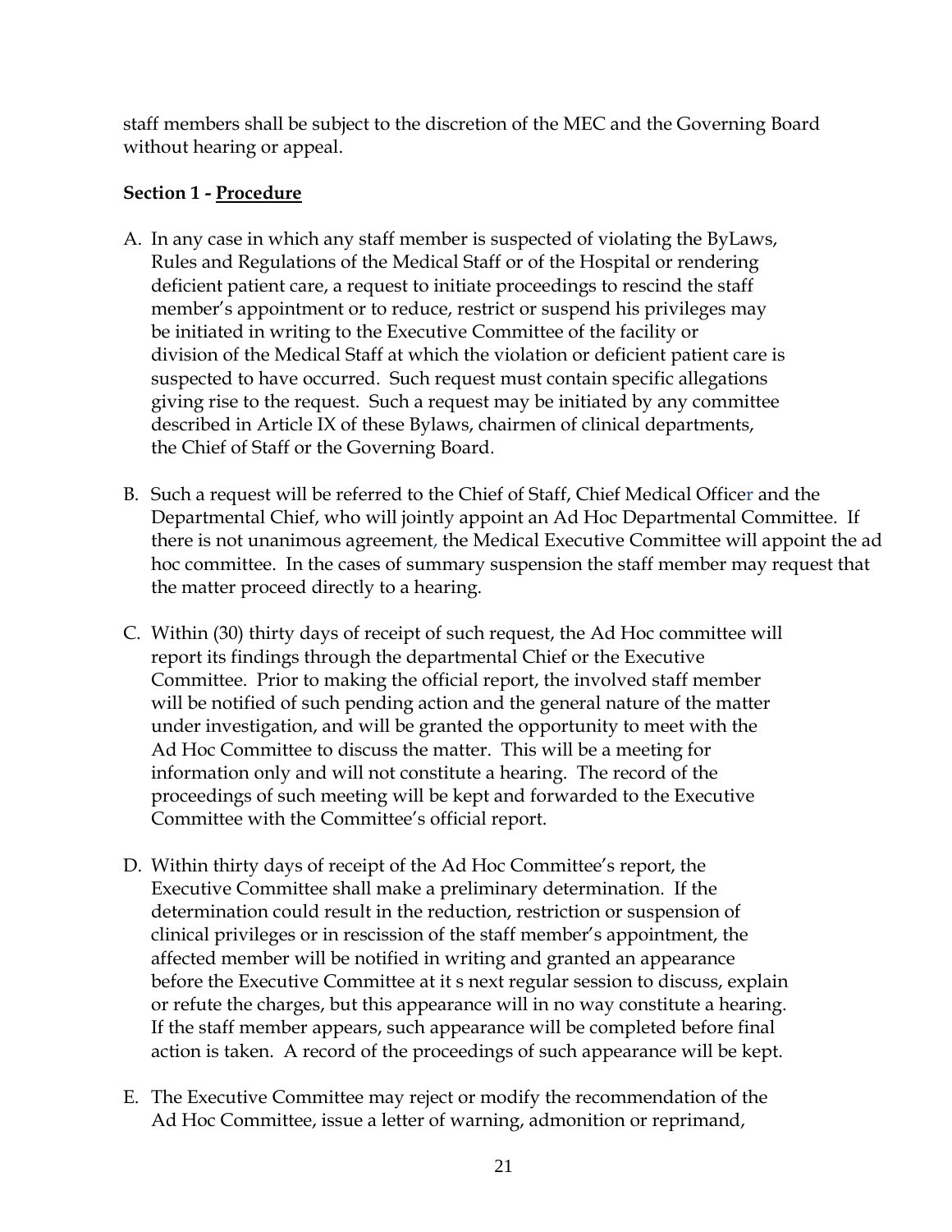staff members shall be subject to the discretion of the MEC and the Governing Board without hearing or appeal.

**Section 1 - Procedure**

A. In any case in which any staff member is suspected of violating the ByLaws, Rules and Regulations of the Medical Staff or of the Hospital or rendering deficient patient care, a request to initiate proceedings to rescind the staff member's appointment or to reduce, restrict or suspend his privileges may be initiated in writing to the Executive Committee of the facility or division of the Medical Staff at which the violation or deficient patient care is suspected to have occurred. Such request must contain specific allegations giving rise to the request. Such a request may be initiated by any committee described in Article IX of these Bylaws, chairmen of clinical departments, the Chief of Staff or the Governing Board.

B. Such a request will be referred to the Chief of Staff, Chief Medical Officer and the Departmental Chief, who will jointly appoint an Ad Hoc Departmental Committee. If there is not unanimous agreement, the Medical Executive Committee will appoint the ad hoc committee. In the cases of summary suspension the staff member may request that the matter proceed directly to a hearing.

C. Within (30) thirty days of receipt of such request, the Ad Hoc committee will report its findings through the departmental Chief or the Executive Committee. Prior to making the official report, the involved staff member will be notified of such pending action and the general nature of the matter under investigation, and will be granted the opportunity to meet with the Ad Hoc Committee to discuss the matter. This will be a meeting for information only and will not constitute a hearing. The record of the proceedings of such meeting will be kept and forwarded to the Executive Committee with the Committee's official report.

D. Within thirty days of receipt of the Ad Hoc Committee's report, the Executive Committee shall make a preliminary determination. If the determination could result in the reduction, restriction or suspension of clinical privileges or in rescission of the staff member's appointment, the affected member will be notified in writing and granted an appearance before the Executive Committee at it s next regular session to discuss, explain or refute the charges, but this appearance will in no way constitute a hearing. If the staff member appears, such appearance will be completed before final action is taken. A record of the proceedings of such appearance will be kept.

E. The Executive Committee may reject or modify the recommendation of the Ad Hoc Committee, issue a letter of warning, admonition or reprimand,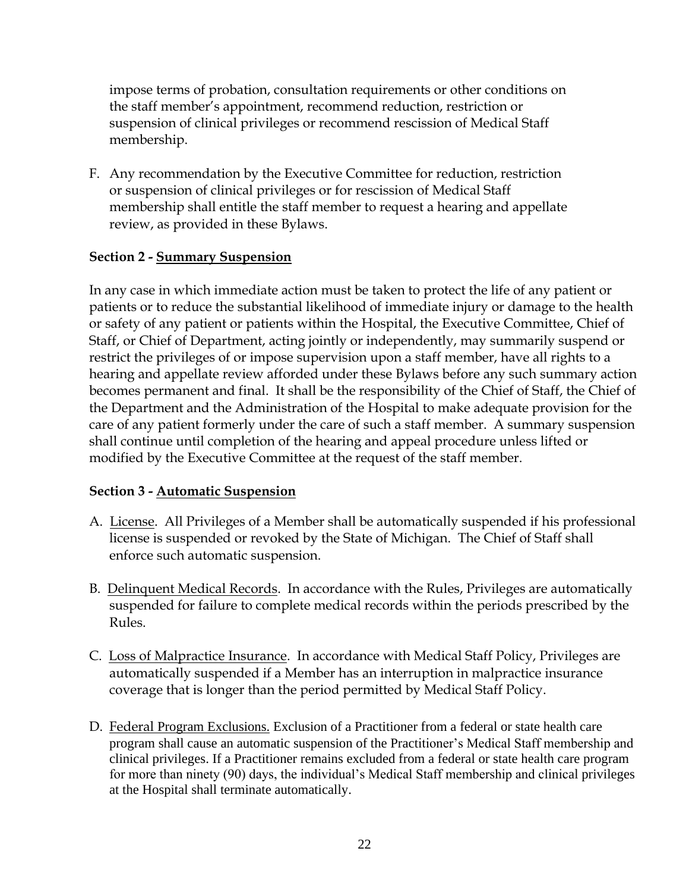impose terms of probation, consultation requirements or other conditions on the staff member's appointment, recommend reduction, restriction or suspension of clinical privileges or recommend rescission of Medical Staff membership.

F. Any recommendation by the Executive Committee for reduction, restriction or suspension of clinical privileges or for rescission of Medical Staff membership shall entitle the staff member to request a hearing and appellate review, as provided in these Bylaws.

**Section 2 - Summary Suspension**

In any case in which immediate action must be taken to protect the life of any patient or patients or to reduce the substantial likelihood of immediate injury or damage to the health or safety of any patient or patients within the Hospital, the Executive Committee, Chief of Staff, or Chief of Department, acting jointly or independently, may summarily suspend or restrict the privileges of or impose supervision upon a staff member, have all rights to a hearing and appellate review afforded under these Bylaws before any such summary action becomes permanent and final. It shall be the responsibility of the Chief of Staff, the Chief of the Department and the Administration of the Hospital to make adequate provision for the care of any patient formerly under the care of such a staff member. A summary suspension shall continue until completion of the hearing and appeal procedure unless lifted or modified by the Executive Committee at the request of the staff member.

**Section 3 - Automatic Suspension**

A. License. All Privileges of a Member shall be automatically suspended if his professional license is suspended or revoked by the State of Michigan. The Chief of Staff shall enforce such automatic suspension.

B. Delinquent Medical Records. In accordance with the Rules, Privileges are automatically suspended for failure to complete medical records within the periods prescribed by the Rules.

C. Loss of Malpractice Insurance. In accordance with Medical Staff Policy, Privileges are automatically suspended if a Member has an interruption in malpractice insurance coverage that is longer than the period permitted by Medical Staff Policy.

D. Federal Program Exclusions. Exclusion of a Practitioner from a federal or state health care program shall cause an automatic suspension of the Practitioner's Medical Staff membership and clinical privileges. If a Practitioner remains excluded from a federal or state health care program for more than ninety (90) days, the individual's Medical Staff membership and clinical privileges at the Hospital shall terminate automatically.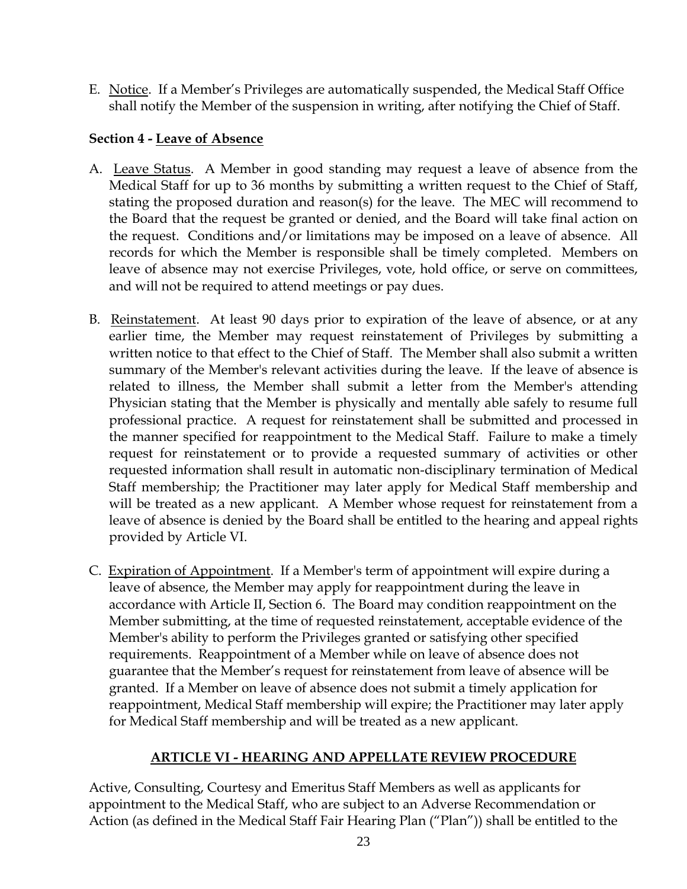E. Notice. If a Member's Privileges are automatically suspended, the Medical Staff Office shall notify the Member of the suspension in writing, after notifying the Chief of Staff.

**Section 4 - Leave of Absence**

A. Leave Status. A Member in good standing may request a leave of absence from the Medical Staff for up to 36 months by submitting a written request to the Chief of Staff, stating the proposed duration and reason(s) for the leave. The MEC will recommend to the Board that the request be granted or denied, and the Board will take final action on the request. Conditions and/or limitations may be imposed on a leave of absence. All records for which the Member is responsible shall be timely completed. Members on leave of absence may not exercise Privileges, vote, hold office, or serve on committees, and will not be required to attend meetings or pay dues.

B. Reinstatement. At least 90 days prior to expiration of the leave of absence, or at any earlier time, the Member may request reinstatement of Privileges by submitting a written notice to that effect to the Chief of Staff. The Member shall also submit a written summary of the Member's relevant activities during the leave. If the leave of absence is related to illness, the Member shall submit a letter from the Member's attending Physician stating that the Member is physically and mentally able safely to resume full professional practice. A request for reinstatement shall be submitted and processed in the manner specified for reappointment to the Medical Staff. Failure to make a timely request for reinstatement or to provide a requested summary of activities or other requested information shall result in automatic non-disciplinary termination of Medical Staff membership; the Practitioner may later apply for Medical Staff membership and will be treated as a new applicant. A Member whose request for reinstatement from a leave of absence is denied by the Board shall be entitled to the hearing and appeal rights provided by Article VI.

C. Expiration of Appointment. If a Member's term of appointment will expire during a leave of absence, the Member may apply for reappointment during the leave in accordance with Article II, Section 6. The Board may condition reappointment on the Member submitting, at the time of requested reinstatement, acceptable evidence of the Member's ability to perform the Privileges granted or satisfying other specified requirements. Reappointment of a Member while on leave of absence does not guarantee that the Member's request for reinstatement from leave of absence will be granted. If a Member on leave of absence does not submit a timely application for reappointment, Medical Staff membership will expire; the Practitioner may later apply for Medical Staff membership and will be treated as a new applicant.

## ARTICLE VI - HEARING AND APPELLATE REVIEW PROCEDURE

Active, Consulting, Courtesy and Emeritus Staff Members as well as applicants for appointment to the Medical Staff, who are subject to an Adverse Recommendation or Action (as defined in the Medical Staff Fair Hearing Plan ("Plan")) shall be entitled to the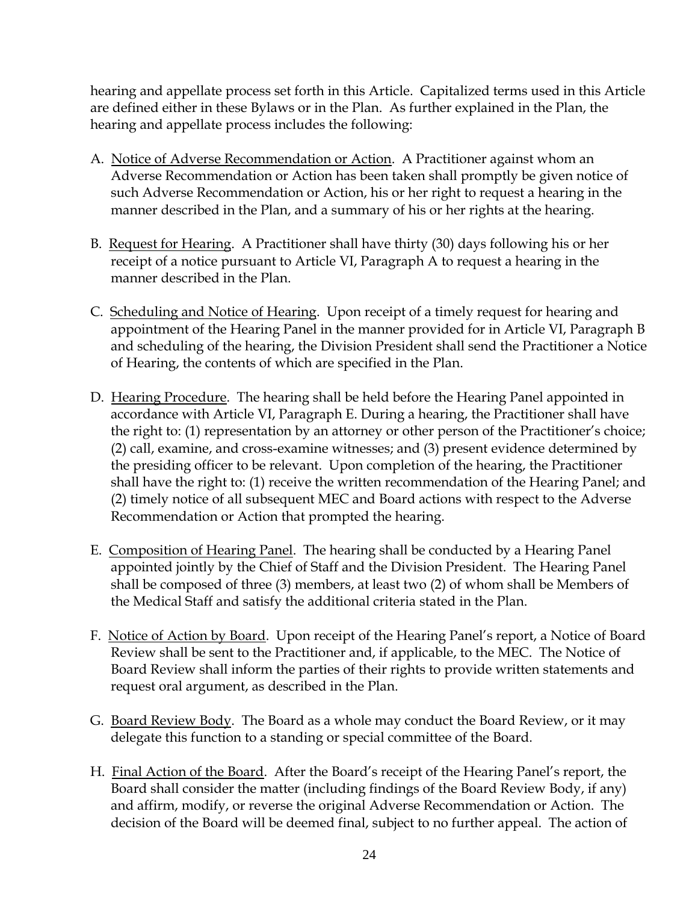hearing and appellate process set forth in this Article. Capitalized terms used in this Article are defined either in these Bylaws or in the Plan. As further explained in the Plan, the hearing and appellate process includes the following:

A. Notice of Adverse Recommendation or Action. A Practitioner against whom an Adverse Recommendation or Action has been taken shall promptly be given notice of such Adverse Recommendation or Action, his or her right to request a hearing in the manner described in the Plan, and a summary of his or her rights at the hearing.

B. Request for Hearing. A Practitioner shall have thirty (30) days following his or her receipt of a notice pursuant to Article VI, Paragraph A to request a hearing in the manner described in the Plan.

C. Scheduling and Notice of Hearing. Upon receipt of a timely request for hearing and appointment of the Hearing Panel in the manner provided for in Article VI, Paragraph B and scheduling of the hearing, the Division President shall send the Practitioner a Notice of Hearing, the contents of which are specified in the Plan.

D. Hearing Procedure. The hearing shall be held before the Hearing Panel appointed in accordance with Article VI, Paragraph E. During a hearing, the Practitioner shall have the right to: (1) representation by an attorney or other person of the Practitioner's choice; (2) call, examine, and cross-examine witnesses; and (3) present evidence determined by the presiding officer to be relevant. Upon completion of the hearing, the Practitioner shall have the right to: (1) receive the written recommendation of the Hearing Panel; and (2) timely notice of all subsequent MEC and Board actions with respect to the Adverse Recommendation or Action that prompted the hearing.

E. Composition of Hearing Panel. The hearing shall be conducted by a Hearing Panel appointed jointly by the Chief of Staff and the Division President. The Hearing Panel shall be composed of three (3) members, at least two (2) of whom shall be Members of the Medical Staff and satisfy the additional criteria stated in the Plan.

F. Notice of Action by Board. Upon receipt of the Hearing Panel's report, a Notice of Board Review shall be sent to the Practitioner and, if applicable, to the MEC. The Notice of Board Review shall inform the parties of their rights to provide written statements and request oral argument, as described in the Plan.

G. Board Review Body. The Board as a whole may conduct the Board Review, or it may delegate this function to a standing or special committee of the Board.

H. Final Action of the Board. After the Board's receipt of the Hearing Panel's report, the Board shall consider the matter (including findings of the Board Review Body, if any) and affirm, modify, or reverse the original Adverse Recommendation or Action. The decision of the Board will be deemed final, subject to no further appeal. The action of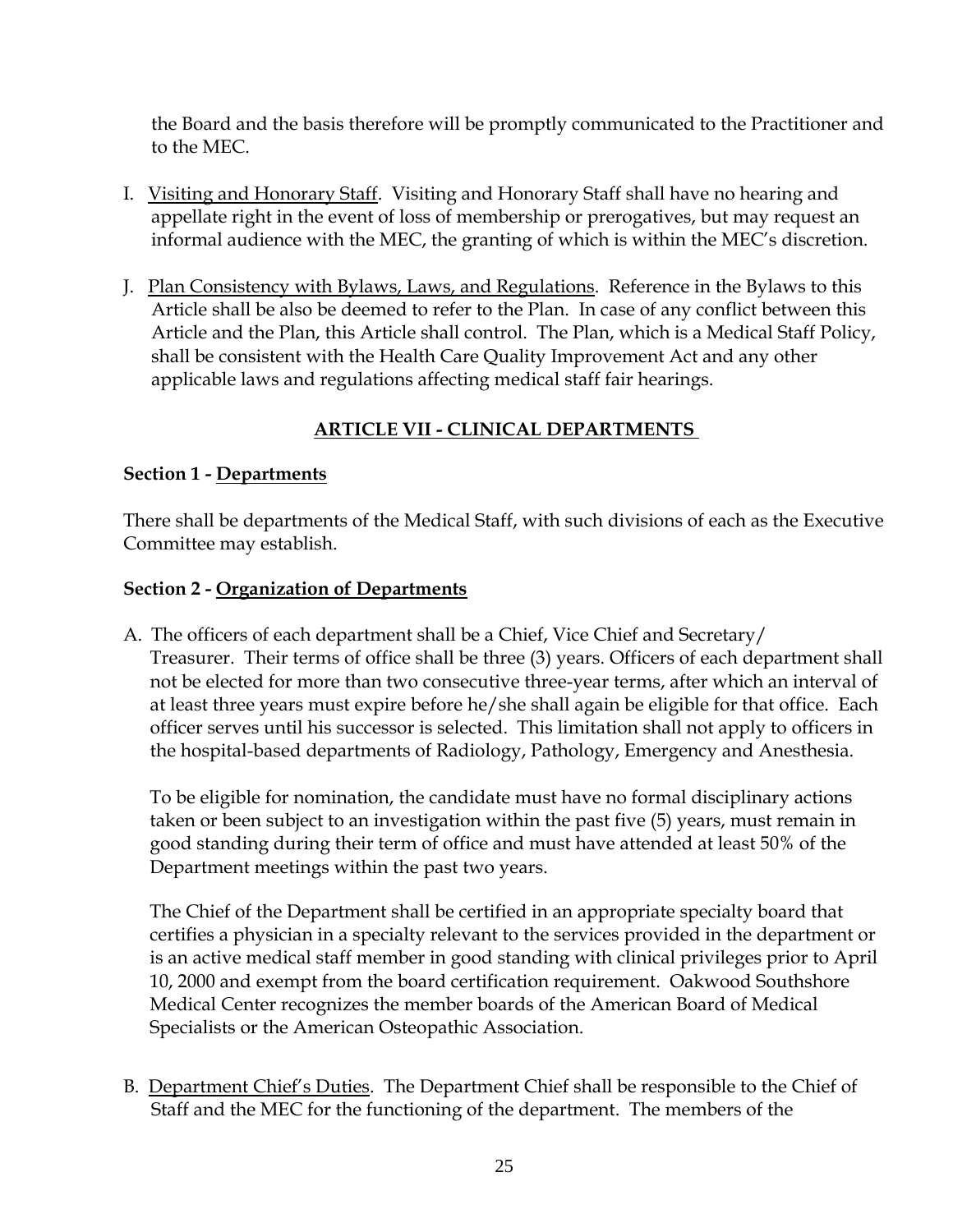the Board and the basis therefore will be promptly communicated to the Practitioner and to the MEC.

I. Visiting and Honorary Staff. Visiting and Honorary Staff shall have no hearing and appellate right in the event of loss of membership or prerogatives, but may request an informal audience with the MEC, the granting of which is within the MEC's discretion.

J. Plan Consistency with Bylaws, Laws, and Regulations. Reference in the Bylaws to this Article shall be also be deemed to refer to the Plan. In case of any conflict between this Article and the Plan, this Article shall control. The Plan, which is a Medical Staff Policy, shall be consistent with the Health Care Quality Improvement Act and any other applicable laws and regulations affecting medical staff fair hearings.

## ARTICLE VII - CLINICAL DEPARTMENTS

### Section 1 - Departments

There shall be departments of the Medical Staff, with such divisions of each as the Executive Committee may establish.

### Section 2 - Organization of Departments

A. The officers of each department shall be a Chief, Vice Chief and Secretary/ Treasurer. Their terms of office shall be three (3) years. Officers of each department shall not be elected for more than two consecutive three-year terms, after which an interval of at least three years must expire before he/she shall again be eligible for that office. Each officer serves until his successor is selected. This limitation shall not apply to officers in the hospital-based departments of Radiology, Pathology, Emergency and Anesthesia.

To be eligible for nomination, the candidate must have no formal disciplinary actions taken or been subject to an investigation within the past five (5) years, must remain in good standing during their term of office and must have attended at least 50% of the Department meetings within the past two years.

The Chief of the Department shall be certified in an appropriate specialty board that certifies a physician in a specialty relevant to the services provided in the department or is an active medical staff member in good standing with clinical privileges prior to April 10, 2000 and exempt from the board certification requirement. Oakwood Southshore Medical Center recognizes the member boards of the American Board of Medical Specialists or the American Osteopathic Association.

B. Department Chief's Duties. The Department Chief shall be responsible to the Chief of Staff and the MEC for the functioning of the department. The members of the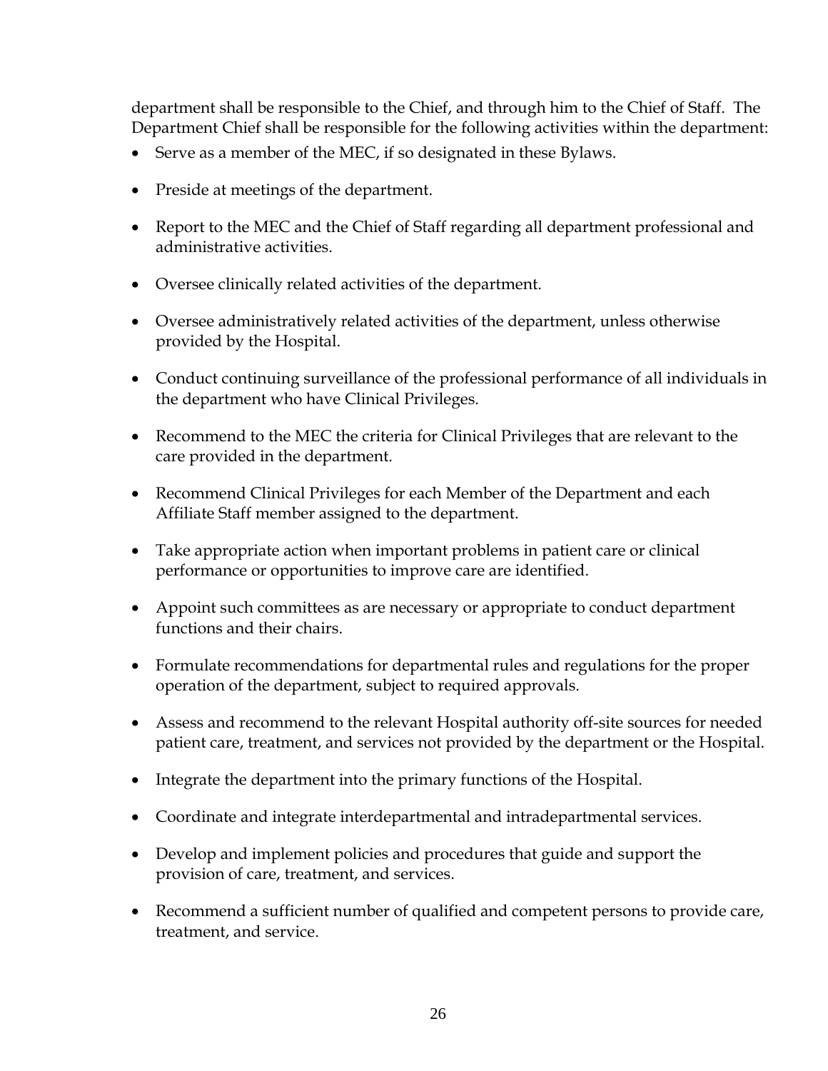department shall be responsible to the Chief, and through him to the Chief of Staff. The Department Chief shall be responsible for the following activities within the department:

- Serve as a member of the MEC, if so designated in these Bylaws.
- Preside at meetings of the department.
- Report to the MEC and the Chief of Staff regarding all department professional and administrative activities.
- Oversee clinically related activities of the department.
- Oversee administratively related activities of the department, unless otherwise provided by the Hospital.
- Conduct continuing surveillance of the professional performance of all individuals in the department who have Clinical Privileges.
- Recommend to the MEC the criteria for Clinical Privileges that are relevant to the care provided in the department.
- Recommend Clinical Privileges for each Member of the Department and each Affiliate Staff member assigned to the department.
- Take appropriate action when important problems in patient care or clinical performance or opportunities to improve care are identified.
- Appoint such committees as are necessary or appropriate to conduct department functions and their chairs.
- Formulate recommendations for departmental rules and regulations for the proper operation of the department, subject to required approvals.
- Assess and recommend to the relevant Hospital authority off-site sources for needed patient care, treatment, and services not provided by the department or the Hospital.
- Integrate the department into the primary functions of the Hospital.
- Coordinate and integrate interdepartmental and intradepartmental services.
- Develop and implement policies and procedures that guide and support the provision of care, treatment, and services.
- Recommend a sufficient number of qualified and competent persons to provide care, treatment, and service.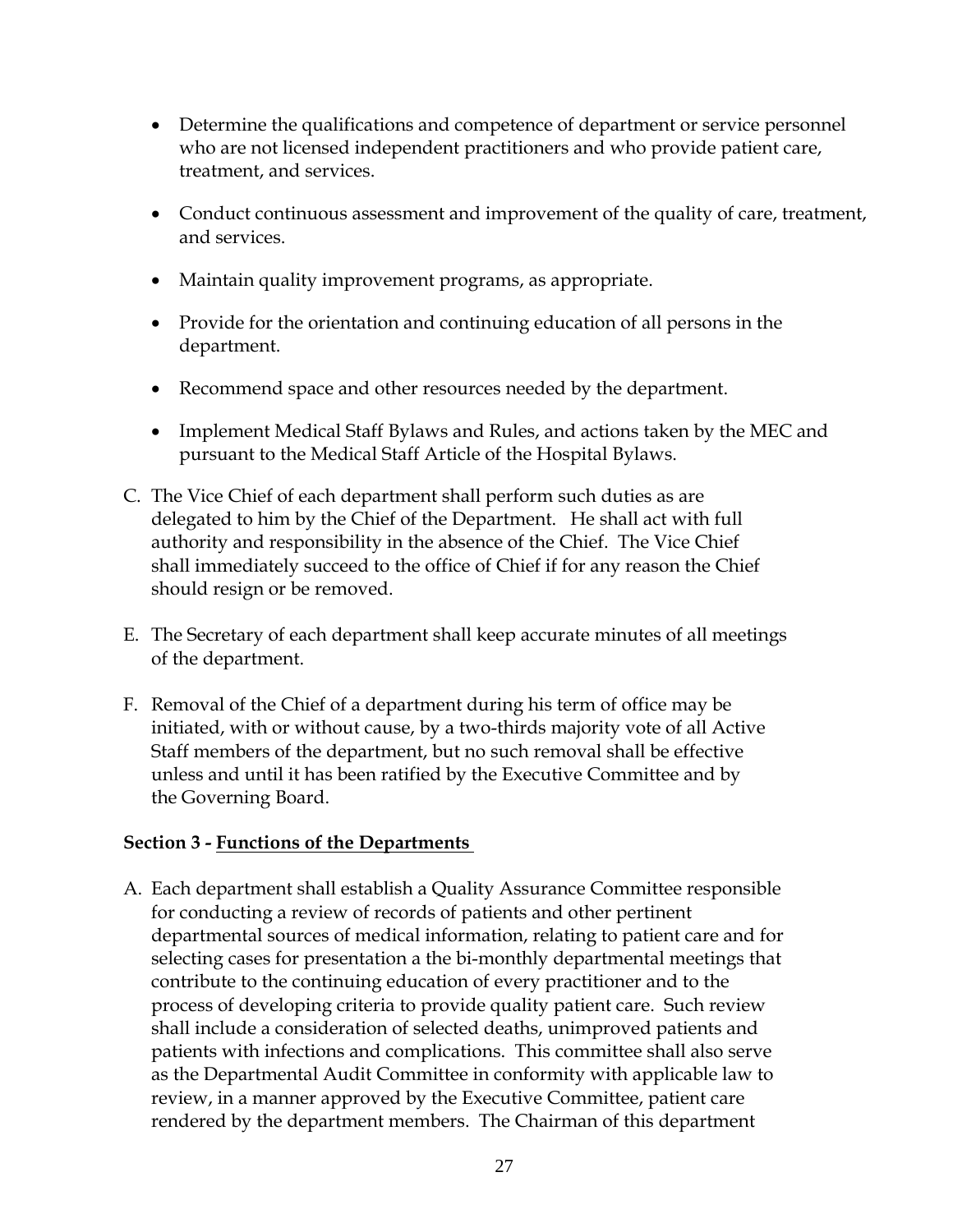- Determine the qualifications and competence of department or service personnel who are not licensed independent practitioners and who provide patient care, treatment, and services.

- Conduct continuous assessment and improvement of the quality of care, treatment, and services.

- Maintain quality improvement programs, as appropriate.

- Provide for the orientation and continuing education of all persons in the department.

- Recommend space and other resources needed by the department.

- Implement Medical Staff Bylaws and Rules, and actions taken by the MEC and pursuant to the Medical Staff Article of the Hospital Bylaws.

C. The Vice Chief of each department shall perform such duties as are delegated to him by the Chief of the Department. He shall act with full authority and responsibility in the absence of the Chief. The Vice Chief shall immediately succeed to the office of Chief if for any reason the Chief should resign or be removed.

E. The Secretary of each department shall keep accurate minutes of all meetings of the department.

F. Removal of the Chief of a department during his term of office may be initiated, with or without cause, by a two-thirds majority vote of all Active Staff members of the department, but no such removal shall be effective unless and until it has been ratified by the Executive Committee and by the Governing Board.

**Section 3 - Functions of the Departments**

A. Each department shall establish a Quality Assurance Committee responsible for conducting a review of records of patients and other pertinent departmental sources of medical information, relating to patient care and for selecting cases for presentation a the bi-monthly departmental meetings that contribute to the continuing education of every practitioner and to the process of developing criteria to provide quality patient care. Such review shall include a consideration of selected deaths, unimproved patients and patients with infections and complications. This committee shall also serve as the Departmental Audit Committee in conformity with applicable law to review, in a manner approved by the Executive Committee, patient care rendered by the department members. The Chairman of this department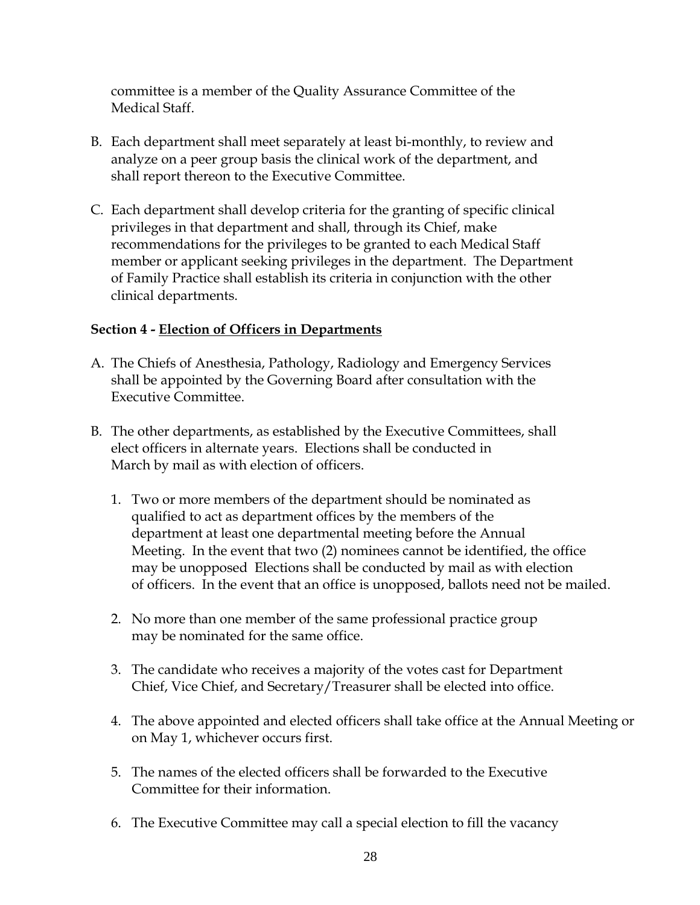committee is a member of the Quality Assurance Committee of the Medical Staff.

B. Each department shall meet separately at least bi-monthly, to review and analyze on a peer group basis the clinical work of the department, and shall report thereon to the Executive Committee.

C. Each department shall develop criteria for the granting of specific clinical privileges in that department and shall, through its Chief, make recommendations for the privileges to be granted to each Medical Staff member or applicant seeking privileges in the department. The Department of Family Practice shall establish its criteria in conjunction with the other clinical departments.

**Section 4 - <u>Election of Officers in Departments</u>**

A. The Chiefs of Anesthesia, Pathology, Radiology and Emergency Services shall be appointed by the Governing Board after consultation with the Executive Committee.

B. The other departments, as established by the Executive Committees, shall elect officers in alternate years. Elections shall be conducted in March by mail as with election of officers.

   1. Two or more members of the department should be nominated as qualified to act as department offices by the members of the department at least one departmental meeting before the Annual Meeting. In the event that two (2) nominees cannot be identified, the office may be unopposed Elections shall be conducted by mail as with election of officers. In the event that an office is unopposed, ballots need not be mailed.

   2. No more than one member of the same professional practice group may be nominated for the same office.

   3. The candidate who receives a majority of the votes cast for Department Chief, Vice Chief, and Secretary/Treasurer shall be elected into office.

   4. The above appointed and elected officers shall take office at the Annual Meeting or on May 1, whichever occurs first.

   5. The names of the elected officers shall be forwarded to the Executive Committee for their information.

   6. The Executive Committee may call a special election to fill the vacancy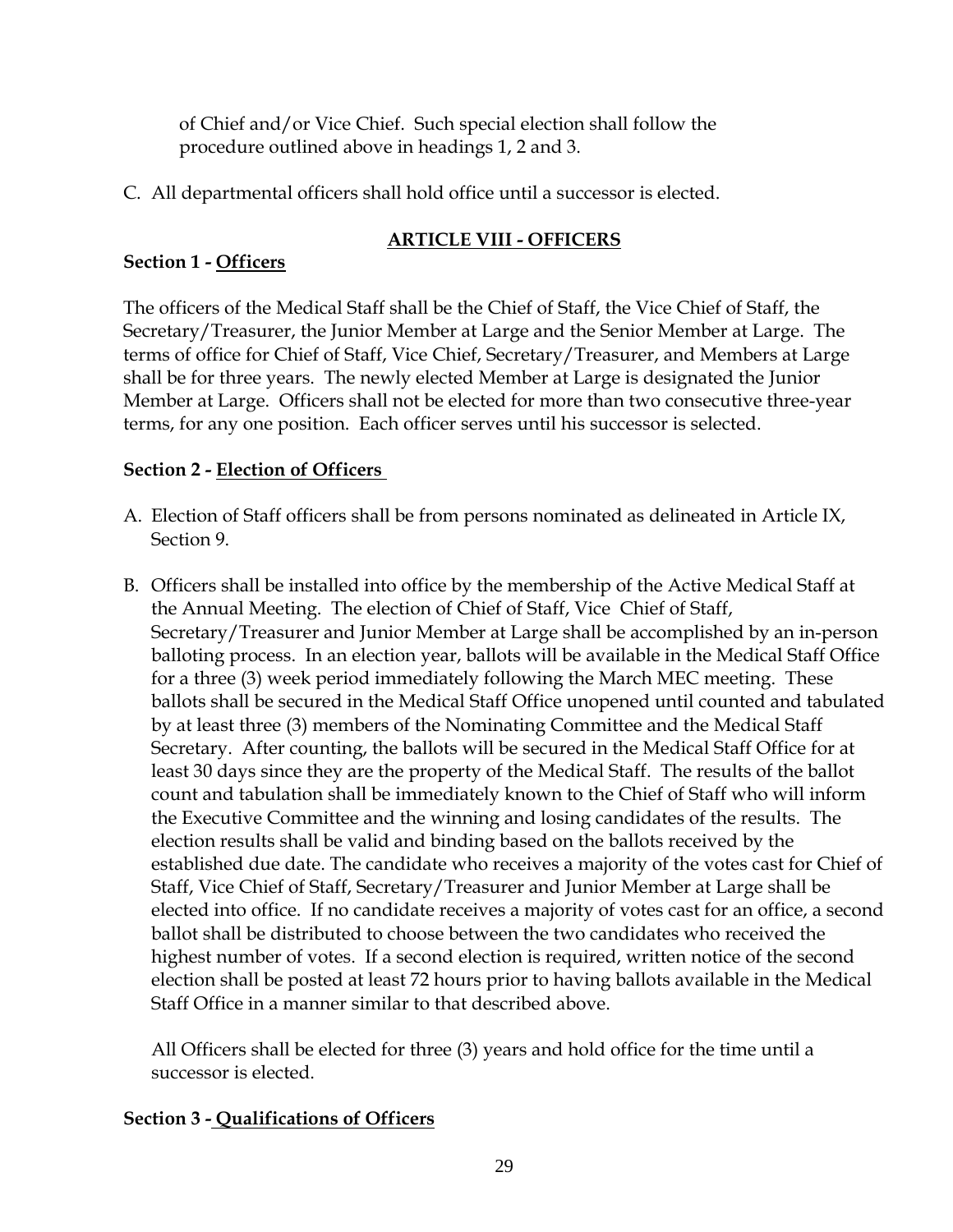of Chief and/or Vice Chief. Such special election shall follow the procedure outlined above in headings 1, 2 and 3.

C. All departmental officers shall hold office until a successor is elected.

## ARTICLE VIII - OFFICERS

**Section 1 - Officers**

The officers of the Medical Staff shall be the Chief of Staff, the Vice Chief of Staff, the Secretary/Treasurer, the Junior Member at Large and the Senior Member at Large. The terms of office for Chief of Staff, Vice Chief, Secretary/Treasurer, and Members at Large shall be for three years. The newly elected Member at Large is designated the Junior Member at Large. Officers shall not be elected for more than two consecutive three-year terms, for any one position. Each officer serves until his successor is selected.

**Section 2 - Election of Officers**

A. Election of Staff officers shall be from persons nominated as delineated in Article IX, Section 9.

B. Officers shall be installed into office by the membership of the Active Medical Staff at the Annual Meeting. The election of Chief of Staff, Vice Chief of Staff, Secretary/Treasurer and Junior Member at Large shall be accomplished by an in-person balloting process. In an election year, ballots will be available in the Medical Staff Office for a three (3) week period immediately following the March MEC meeting. These ballots shall be secured in the Medical Staff Office unopened until counted and tabulated by at least three (3) members of the Nominating Committee and the Medical Staff Secretary. After counting, the ballots will be secured in the Medical Staff Office for at least 30 days since they are the property of the Medical Staff. The results of the ballot count and tabulation shall be immediately known to the Chief of Staff who will inform the Executive Committee and the winning and losing candidates of the results. The election results shall be valid and binding based on the ballots received by the established due date. The candidate who receives a majority of the votes cast for Chief of Staff, Vice Chief of Staff, Secretary/Treasurer and Junior Member at Large shall be elected into office. If no candidate receives a majority of votes cast for an office, a second ballot shall be distributed to choose between the two candidates who received the highest number of votes. If a second election is required, written notice of the second election shall be posted at least 72 hours prior to having ballots available in the Medical Staff Office in a manner similar to that described above.

   All Officers shall be elected for three (3) years and hold office for the time until a successor is elected.

**Section 3 - Qualifications of Officers**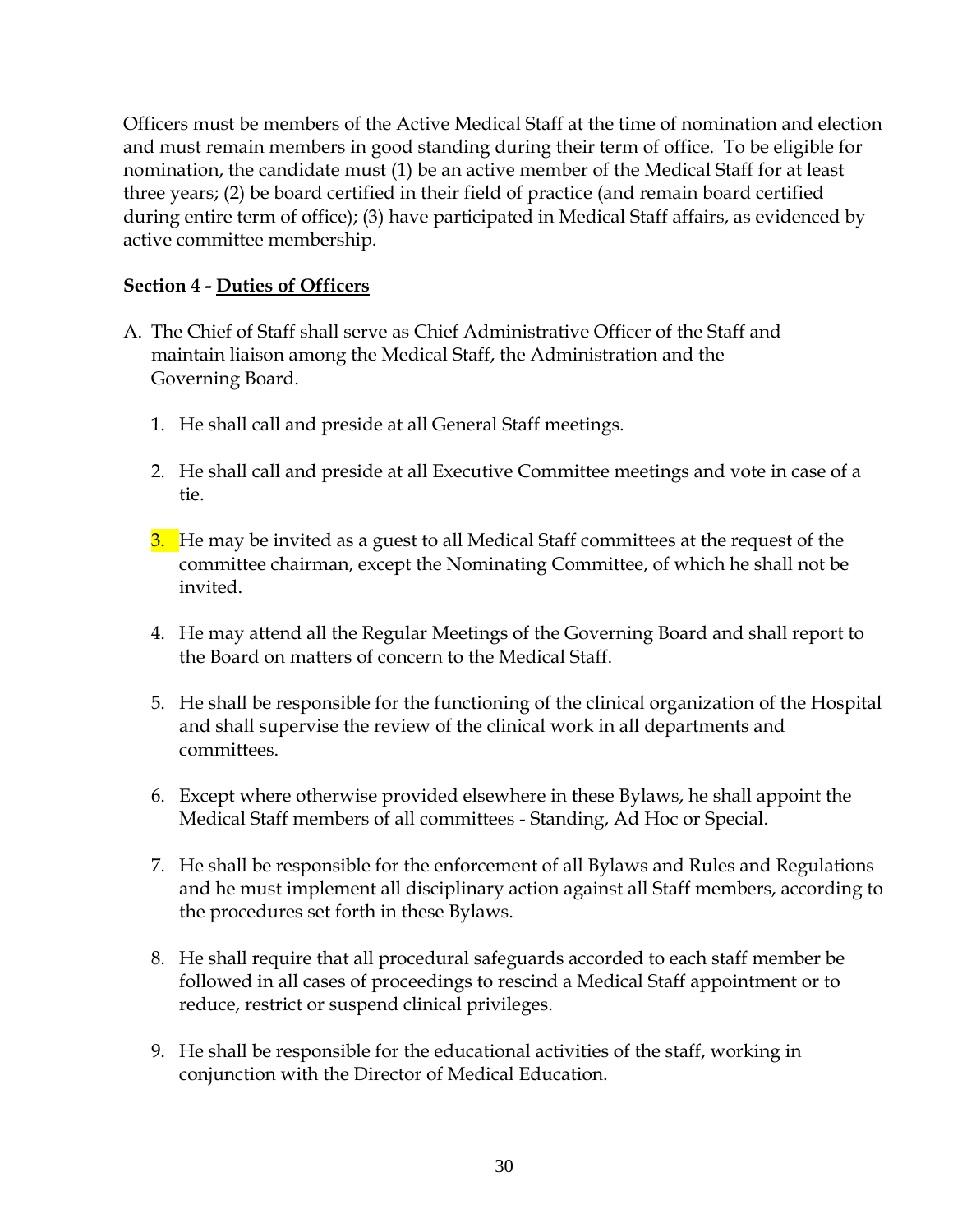Officers must be members of the Active Medical Staff at the time of nomination and election and must remain members in good standing during their term of office. To be eligible for nomination, the candidate must (1) be an active member of the Medical Staff for at least three years; (2) be board certified in their field of practice (and remain board certified during entire term of office); (3) have participated in Medical Staff affairs, as evidenced by active committee membership.

**Section 4 - Duties of Officers**

A. The Chief of Staff shall serve as Chief Administrative Officer of the Staff and maintain liaison among the Medical Staff, the Administration and the Governing Board.

   1. He shall call and preside at all General Staff meetings.

   2. He shall call and preside at all Executive Committee meetings and vote in case of a tie.

   3. He may be invited as a guest to all Medical Staff committees at the request of the committee chairman, except the Nominating Committee, of which he shall not be invited.

   4. He may attend all the Regular Meetings of the Governing Board and shall report to the Board on matters of concern to the Medical Staff.

   5. He shall be responsible for the functioning of the clinical organization of the Hospital and shall supervise the review of the clinical work in all departments and committees.

   6. Except where otherwise provided elsewhere in these Bylaws, he shall appoint the Medical Staff members of all committees - Standing, Ad Hoc or Special.

   7. He shall be responsible for the enforcement of all Bylaws and Rules and Regulations and he must implement all disciplinary action against all Staff members, according to the procedures set forth in these Bylaws.

   8. He shall require that all procedural safeguards accorded to each staff member be followed in all cases of proceedings to rescind a Medical Staff appointment or to reduce, restrict or suspend clinical privileges.

   9. He shall be responsible for the educational activities of the staff, working in conjunction with the Director of Medical Education.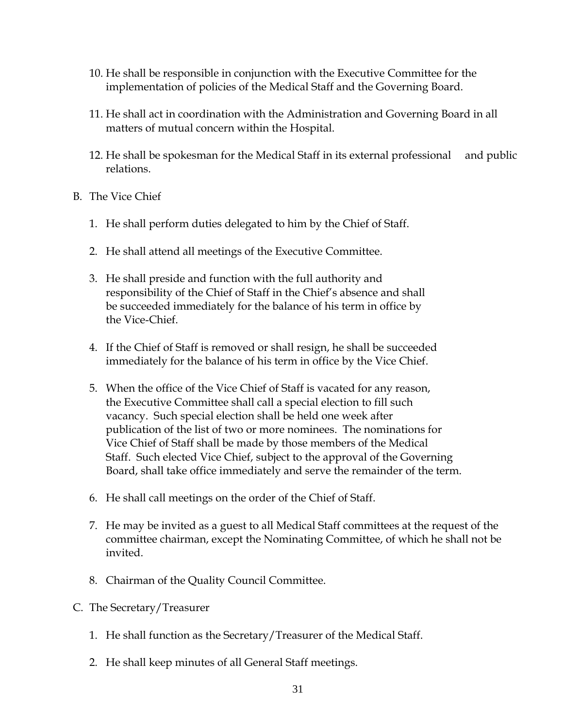10. He shall be responsible in conjunction with the Executive Committee for the implementation of policies of the Medical Staff and the Governing Board.

11. He shall act in coordination with the Administration and Governing Board in all matters of mutual concern within the Hospital.

12. He shall be spokesman for the Medical Staff in its external professional and public relations.

B. The Vice Chief

   1. He shall perform duties delegated to him by the Chief of Staff.

   2. He shall attend all meetings of the Executive Committee.

   3. He shall preside and function with the full authority and responsibility of the Chief of Staff in the Chief's absence and shall be succeeded immediately for the balance of his term in office by the Vice-Chief.

   4. If the Chief of Staff is removed or shall resign, he shall be succeeded immediately for the balance of his term in office by the Vice Chief.

   5. When the office of the Vice Chief of Staff is vacated for any reason, the Executive Committee shall call a special election to fill such vacancy. Such special election shall be held one week after publication of the list of two or more nominees. The nominations for Vice Chief of Staff shall be made by those members of the Medical Staff. Such elected Vice Chief, subject to the approval of the Governing Board, shall take office immediately and serve the remainder of the term.

   6. He shall call meetings on the order of the Chief of Staff.

   7. He may be invited as a guest to all Medical Staff committees at the request of the committee chairman, except the Nominating Committee, of which he shall not be invited.

   8. Chairman of the Quality Council Committee.

C. The Secretary/Treasurer

   1. He shall function as the Secretary/Treasurer of the Medical Staff.

   2. He shall keep minutes of all General Staff meetings.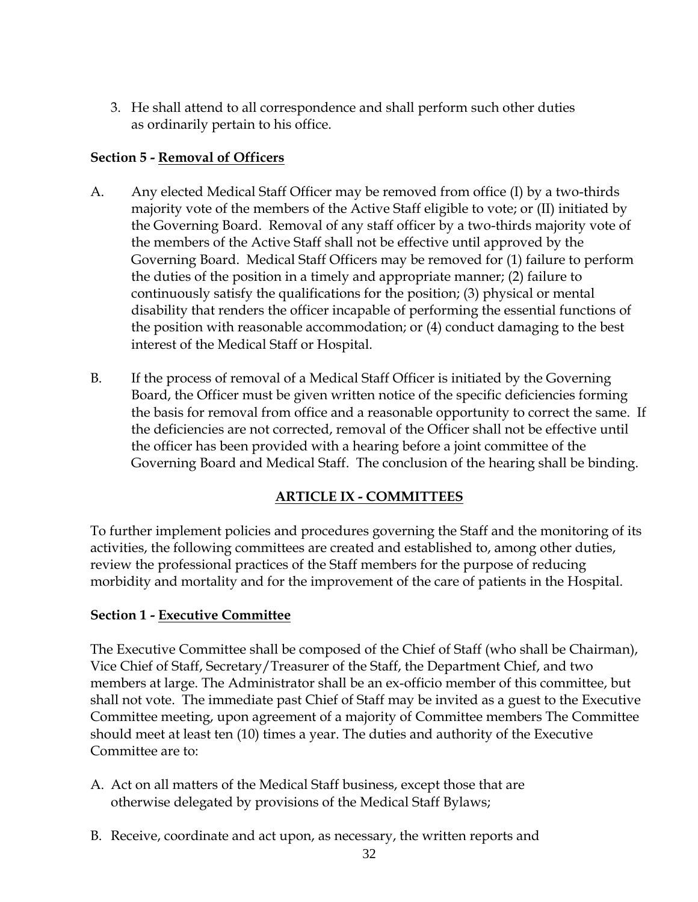3. He shall attend to all correspondence and shall perform such other duties as ordinarily pertain to his office.

**Section 5 - Removal of Officers**

A. Any elected Medical Staff Officer may be removed from office (I) by a two-thirds majority vote of the members of the Active Staff eligible to vote; or (II) initiated by the Governing Board. Removal of any staff officer by a two-thirds majority vote of the members of the Active Staff shall not be effective until approved by the Governing Board. Medical Staff Officers may be removed for (1) failure to perform the duties of the position in a timely and appropriate manner; (2) failure to continuously satisfy the qualifications for the position; (3) physical or mental disability that renders the officer incapable of performing the essential functions of the position with reasonable accommodation; or (4) conduct damaging to the best interest of the Medical Staff or Hospital.

B. If the process of removal of a Medical Staff Officer is initiated by the Governing Board, the Officer must be given written notice of the specific deficiencies forming the basis for removal from office and a reasonable opportunity to correct the same. If the deficiencies are not corrected, removal of the Officer shall not be effective until the officer has been provided with a hearing before a joint committee of the Governing Board and Medical Staff. The conclusion of the hearing shall be binding.

## ARTICLE IX - COMMITTEES

To further implement policies and procedures governing the Staff and the monitoring of its activities, the following committees are created and established to, among other duties, review the professional practices of the Staff members for the purpose of reducing morbidity and mortality and for the improvement of the care of patients in the Hospital.

**Section 1 - Executive Committee**

The Executive Committee shall be composed of the Chief of Staff (who shall be Chairman), Vice Chief of Staff, Secretary/Treasurer of the Staff, the Department Chief, and two members at large. The Administrator shall be an ex-officio member of this committee, but shall not vote. The immediate past Chief of Staff may be invited as a guest to the Executive Committee meeting, upon agreement of a majority of Committee members The Committee should meet at least ten (10) times a year. The duties and authority of the Executive Committee are to:

A. Act on all matters of the Medical Staff business, except those that are otherwise delegated by provisions of the Medical Staff Bylaws;

B. Receive, coordinate and act upon, as necessary, the written reports and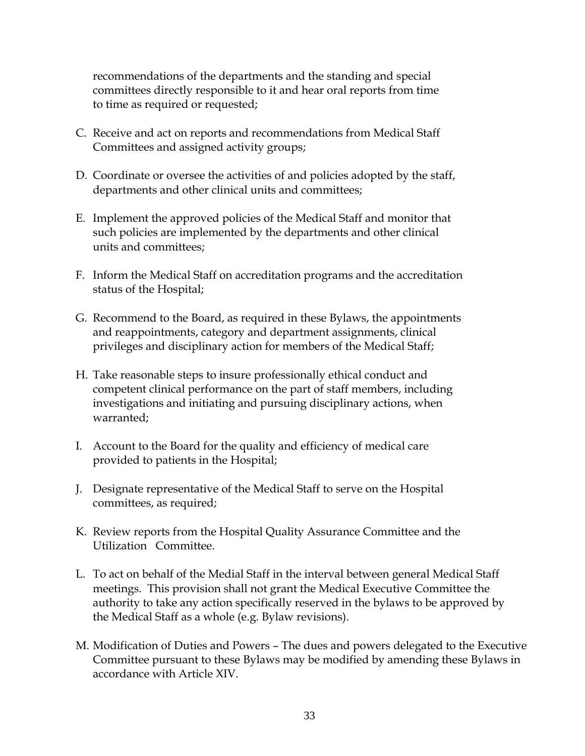recommendations of the departments and the standing and special committees directly responsible to it and hear oral reports from time to time as required or requested;

C. Receive and act on reports and recommendations from Medical Staff Committees and assigned activity groups;

D. Coordinate or oversee the activities of and policies adopted by the staff, departments and other clinical units and committees;

E. Implement the approved policies of the Medical Staff and monitor that such policies are implemented by the departments and other clinical units and committees;

F. Inform the Medical Staff on accreditation programs and the accreditation status of the Hospital;

G. Recommend to the Board, as required in these Bylaws, the appointments and reappointments, category and department assignments, clinical privileges and disciplinary action for members of the Medical Staff;

H. Take reasonable steps to insure professionally ethical conduct and competent clinical performance on the part of staff members, including investigations and initiating and pursuing disciplinary actions, when warranted;

I. Account to the Board for the quality and efficiency of medical care provided to patients in the Hospital;

J. Designate representative of the Medical Staff to serve on the Hospital committees, as required;

K. Review reports from the Hospital Quality Assurance Committee and the Utilization Committee.

L. To act on behalf of the Medial Staff in the interval between general Medical Staff meetings. This provision shall not grant the Medical Executive Committee the authority to take any action specifically reserved in the bylaws to be approved by the Medical Staff as a whole (e.g. Bylaw revisions).

M. Modification of Duties and Powers – The dues and powers delegated to the Executive Committee pursuant to these Bylaws may be modified by amending these Bylaws in accordance with Article XIV.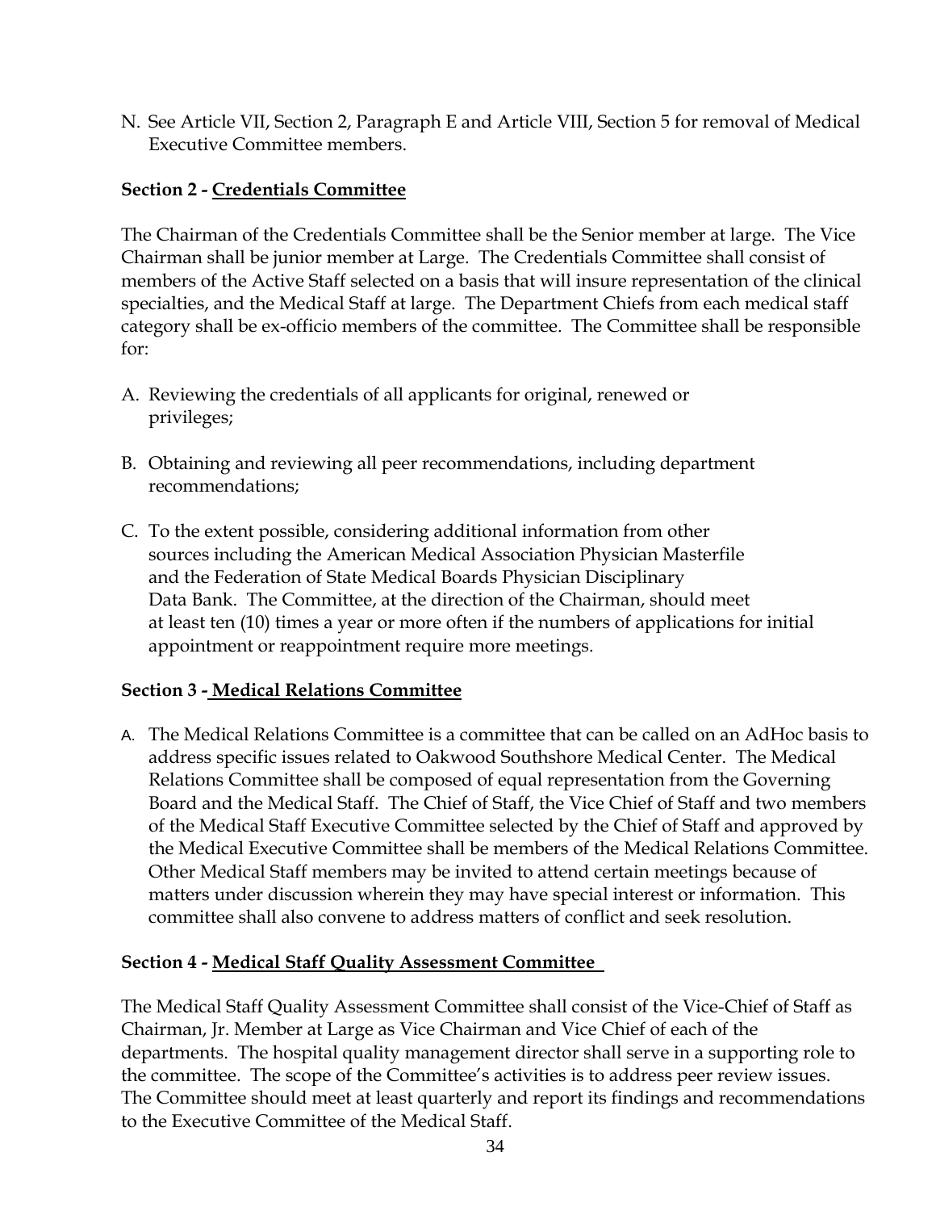N. See Article VII, Section 2, Paragraph E and Article VIII, Section 5 for removal of Medical Executive Committee members.

**Section 2 - <u>Credentials Committee</u>**

The Chairman of the Credentials Committee shall be the Senior member at large. The Vice Chairman shall be junior member at Large. The Credentials Committee shall consist of members of the Active Staff selected on a basis that will insure representation of the clinical specialties, and the Medical Staff at large. The Department Chiefs from each medical staff category shall be ex-officio members of the committee. The Committee shall be responsible for:

A. Reviewing the credentials of all applicants for original, renewed or privileges;

B. Obtaining and reviewing all peer recommendations, including department recommendations;

C. To the extent possible, considering additional information from other sources including the American Medical Association Physician Masterfile and the Federation of State Medical Boards Physician Disciplinary Data Bank. The Committee, at the direction of the Chairman, should meet at least ten (10) times a year or more often if the numbers of applications for initial appointment or reappointment require more meetings.

**Section 3 - <u>Medical Relations Committee</u>**

A. The Medical Relations Committee is a committee that can be called on an AdHoc basis to address specific issues related to Oakwood Southshore Medical Center. The Medical Relations Committee shall be composed of equal representation from the Governing Board and the Medical Staff. The Chief of Staff, the Vice Chief of Staff and two members of the Medical Staff Executive Committee selected by the Chief of Staff and approved by the Medical Executive Committee shall be members of the Medical Relations Committee. Other Medical Staff members may be invited to attend certain meetings because of matters under discussion wherein they may have special interest or information. This committee shall also convene to address matters of conflict and seek resolution.

**Section 4 - <u>Medical Staff Quality Assessment Committee</u>**

The Medical Staff Quality Assessment Committee shall consist of the Vice-Chief of Staff as Chairman, Jr. Member at Large as Vice Chairman and Vice Chief of each of the departments. The hospital quality management director shall serve in a supporting role to the committee. The scope of the Committee's activities is to address peer review issues. The Committee should meet at least quarterly and report its findings and recommendations to the Executive Committee of the Medical Staff.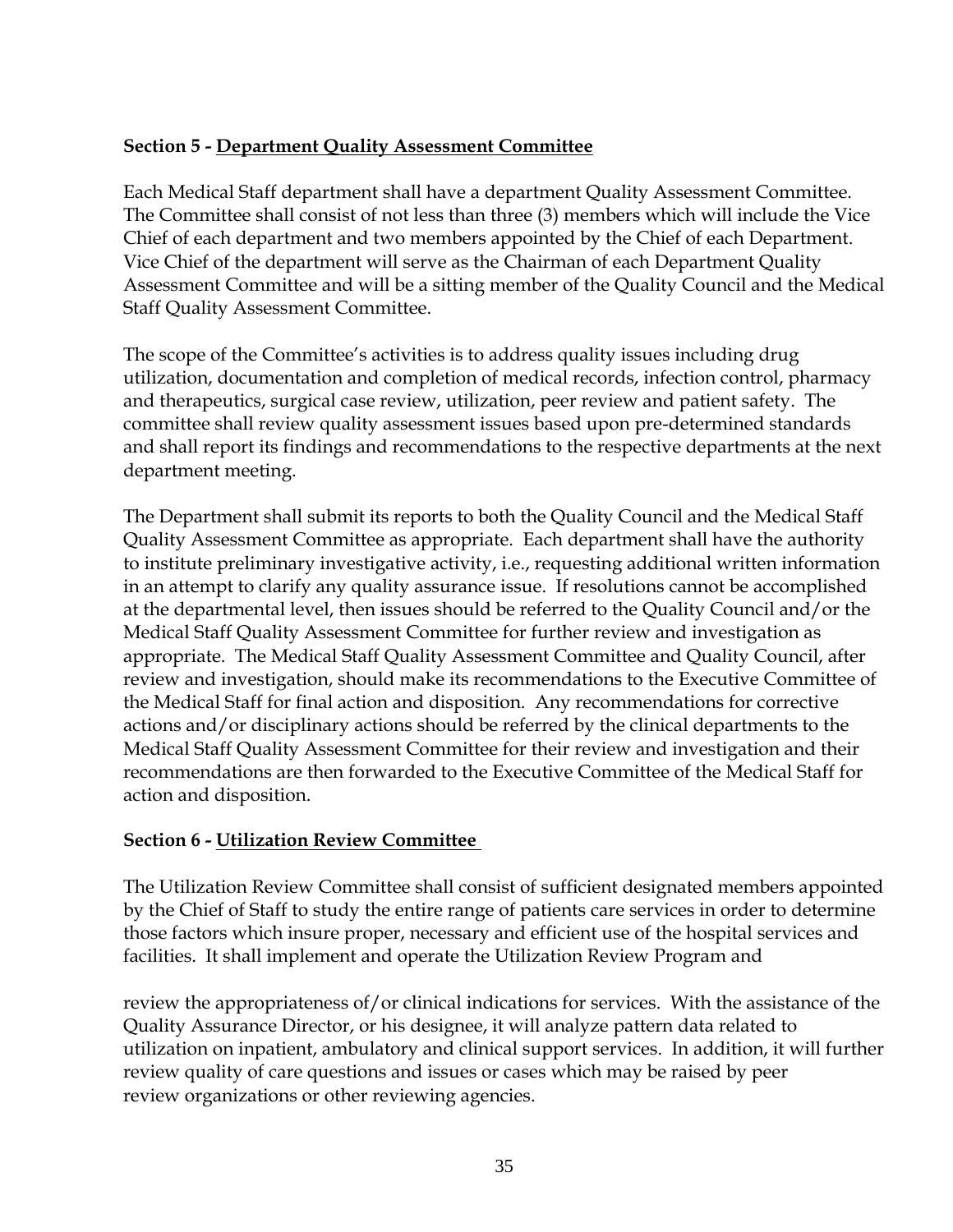**Section 5 - Department Quality Assessment Committee**

Each Medical Staff department shall have a department Quality Assessment Committee. The Committee shall consist of not less than three (3) members which will include the Vice Chief of each department and two members appointed by the Chief of each Department. Vice Chief of the department will serve as the Chairman of each Department Quality Assessment Committee and will be a sitting member of the Quality Council and the Medical Staff Quality Assessment Committee.

The scope of the Committee's activities is to address quality issues including drug utilization, documentation and completion of medical records, infection control, pharmacy and therapeutics, surgical case review, utilization, peer review and patient safety. The committee shall review quality assessment issues based upon pre-determined standards and shall report its findings and recommendations to the respective departments at the next department meeting.

The Department shall submit its reports to both the Quality Council and the Medical Staff Quality Assessment Committee as appropriate. Each department shall have the authority to institute preliminary investigative activity, i.e., requesting additional written information in an attempt to clarify any quality assurance issue. If resolutions cannot be accomplished at the departmental level, then issues should be referred to the Quality Council and/or the Medical Staff Quality Assessment Committee for further review and investigation as appropriate. The Medical Staff Quality Assessment Committee and Quality Council, after review and investigation, should make its recommendations to the Executive Committee of the Medical Staff for final action and disposition. Any recommendations for corrective actions and/or disciplinary actions should be referred by the clinical departments to the Medical Staff Quality Assessment Committee for their review and investigation and their recommendations are then forwarded to the Executive Committee of the Medical Staff for action and disposition.

**Section 6 - Utilization Review Committee**

The Utilization Review Committee shall consist of sufficient designated members appointed by the Chief of Staff to study the entire range of patients care services in order to determine those factors which insure proper, necessary and efficient use of the hospital services and facilities. It shall implement and operate the Utilization Review Program and

review the appropriateness of/or clinical indications for services. With the assistance of the Quality Assurance Director, or his designee, it will analyze pattern data related to utilization on inpatient, ambulatory and clinical support services. In addition, it will further review quality of care questions and issues or cases which may be raised by peer review organizations or other reviewing agencies.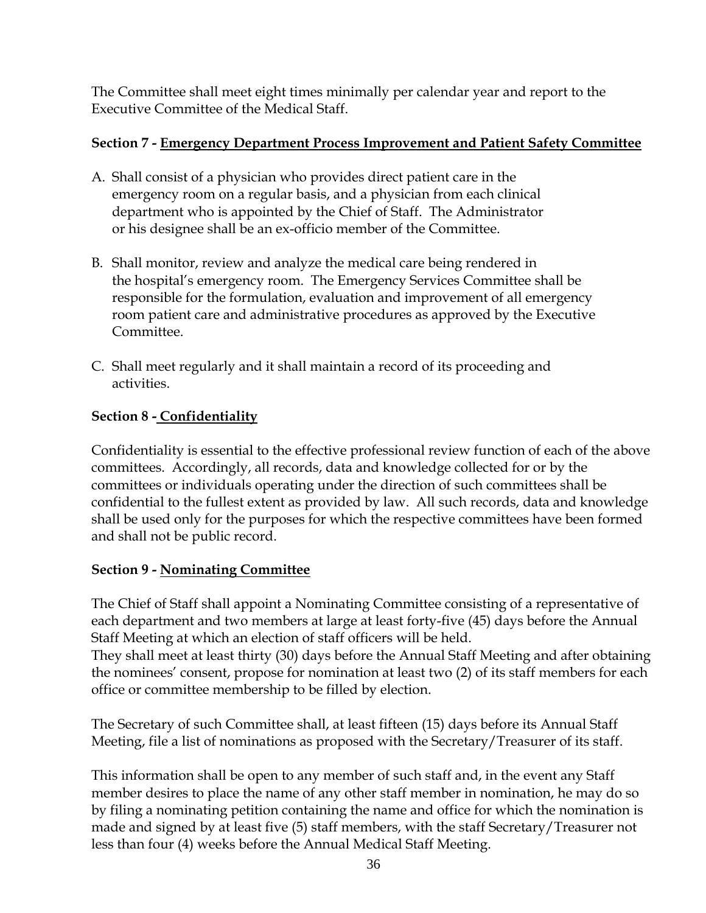The Committee shall meet eight times minimally per calendar year and report to the Executive Committee of the Medical Staff.

**Section 7 - Emergency Department Process Improvement and Patient Safety Committee**

A. Shall consist of a physician who provides direct patient care in the emergency room on a regular basis, and a physician from each clinical department who is appointed by the Chief of Staff. The Administrator or his designee shall be an ex-officio member of the Committee.

B. Shall monitor, review and analyze the medical care being rendered in the hospital's emergency room. The Emergency Services Committee shall be responsible for the formulation, evaluation and improvement of all emergency room patient care and administrative procedures as approved by the Executive Committee.

C. Shall meet regularly and it shall maintain a record of its proceeding and activities.

**Section 8 - Confidentiality**

Confidentiality is essential to the effective professional review function of each of the above committees. Accordingly, all records, data and knowledge collected for or by the committees or individuals operating under the direction of such committees shall be confidential to the fullest extent as provided by law. All such records, data and knowledge shall be used only for the purposes for which the respective committees have been formed and shall not be public record.

**Section 9 - Nominating Committee**

The Chief of Staff shall appoint a Nominating Committee consisting of a representative of each department and two members at large at least forty-five (45) days before the Annual Staff Meeting at which an election of staff officers will be held.
They shall meet at least thirty (30) days before the Annual Staff Meeting and after obtaining the nominees' consent, propose for nomination at least two (2) of its staff members for each office or committee membership to be filled by election.

The Secretary of such Committee shall, at least fifteen (15) days before its Annual Staff Meeting, file a list of nominations as proposed with the Secretary/Treasurer of its staff.

This information shall be open to any member of such staff and, in the event any Staff member desires to place the name of any other staff member in nomination, he may do so by filing a nominating petition containing the name and office for which the nomination is made and signed by at least five (5) staff members, with the staff Secretary/Treasurer not less than four (4) weeks before the Annual Medical Staff Meeting.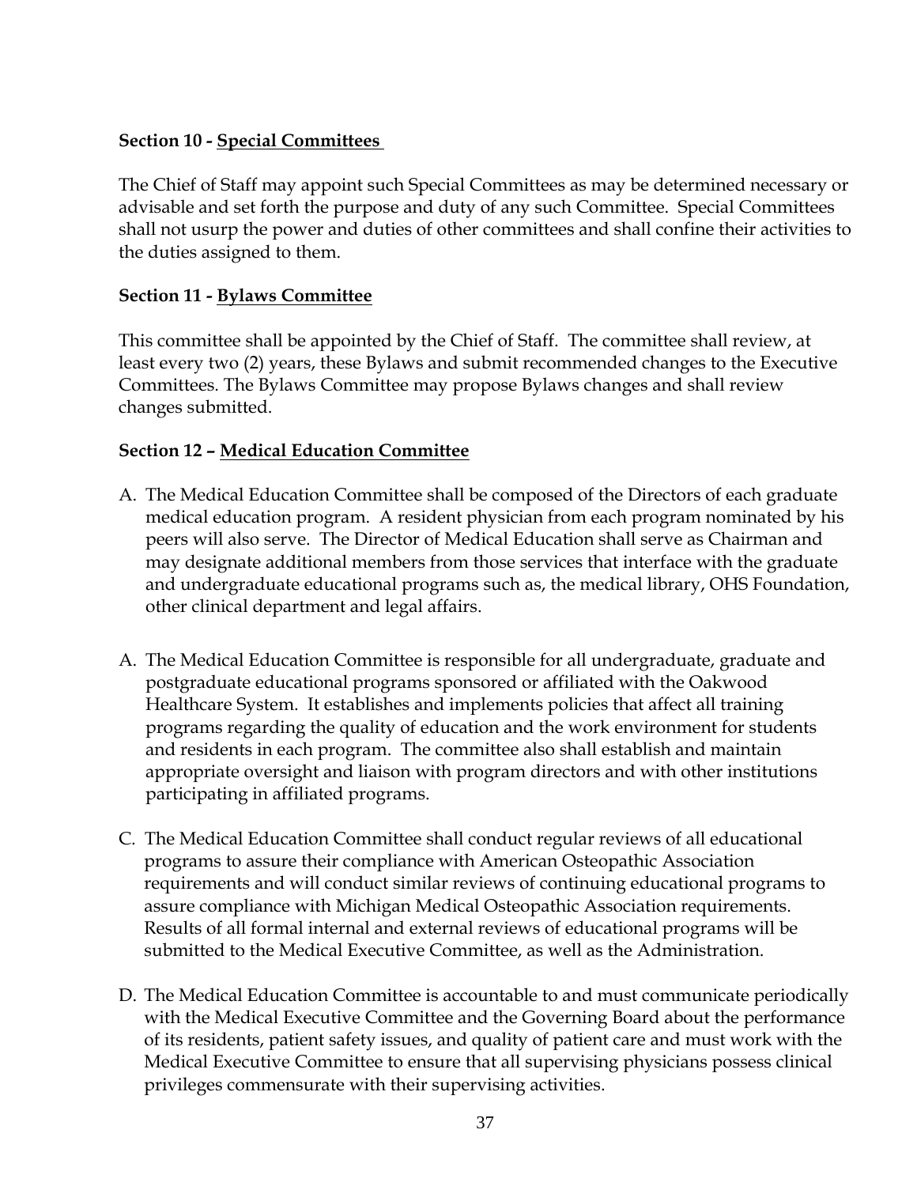**Section 10 - Special Committees**

The Chief of Staff may appoint such Special Committees as may be determined necessary or advisable and set forth the purpose and duty of any such Committee. Special Committees shall not usurp the power and duties of other committees and shall confine their activities to the duties assigned to them.

**Section 11 - Bylaws Committee**

This committee shall be appointed by the Chief of Staff. The committee shall review, at least every two (2) years, these Bylaws and submit recommended changes to the Executive Committees. The Bylaws Committee may propose Bylaws changes and shall review changes submitted.

**Section 12 – Medical Education Committee**

A. The Medical Education Committee shall be composed of the Directors of each graduate medical education program. A resident physician from each program nominated by his peers will also serve. The Director of Medical Education shall serve as Chairman and may designate additional members from those services that interface with the graduate and undergraduate educational programs such as, the medical library, OHS Foundation, other clinical department and legal affairs.

A. The Medical Education Committee is responsible for all undergraduate, graduate and postgraduate educational programs sponsored or affiliated with the Oakwood Healthcare System. It establishes and implements policies that affect all training programs regarding the quality of education and the work environment for students and residents in each program. The committee also shall establish and maintain appropriate oversight and liaison with program directors and with other institutions participating in affiliated programs.

C. The Medical Education Committee shall conduct regular reviews of all educational programs to assure their compliance with American Osteopathic Association requirements and will conduct similar reviews of continuing educational programs to assure compliance with Michigan Medical Osteopathic Association requirements. Results of all formal internal and external reviews of educational programs will be submitted to the Medical Executive Committee, as well as the Administration.

D. The Medical Education Committee is accountable to and must communicate periodically with the Medical Executive Committee and the Governing Board about the performance of its residents, patient safety issues, and quality of patient care and must work with the Medical Executive Committee to ensure that all supervising physicians possess clinical privileges commensurate with their supervising activities.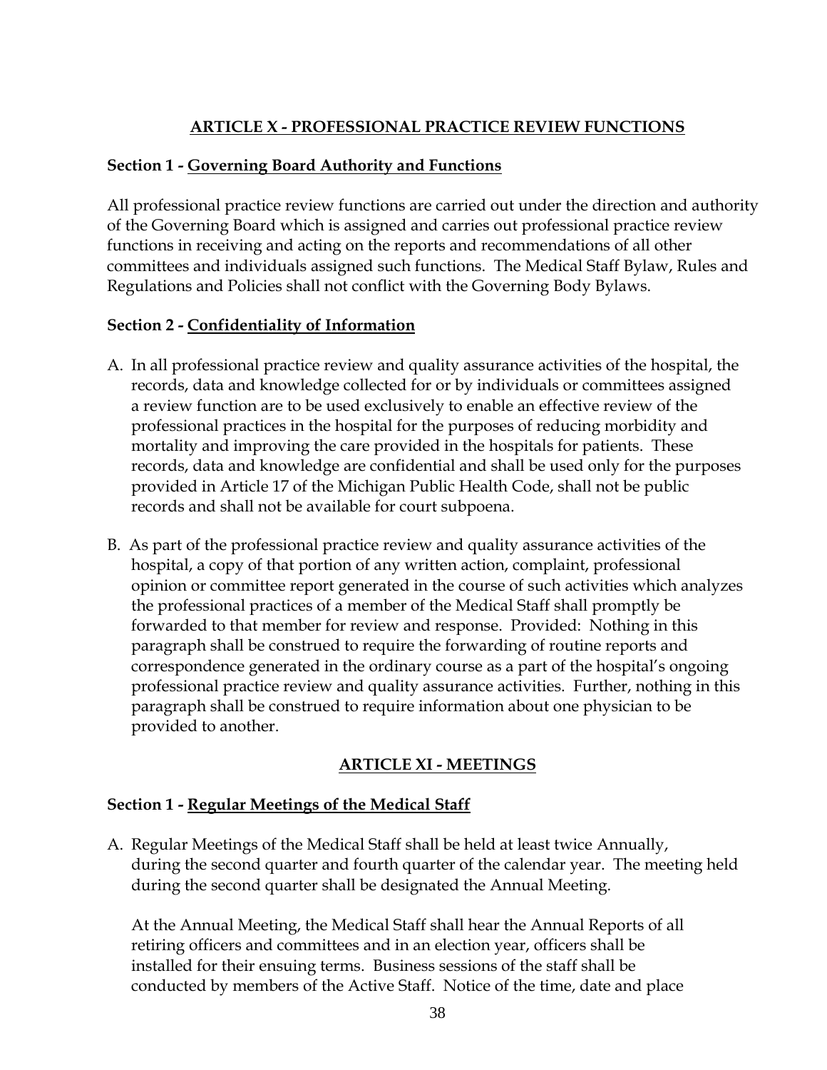## ARTICLE X - PROFESSIONAL PRACTICE REVIEW FUNCTIONS

**Section 1 - Governing Board Authority and Functions**

All professional practice review functions are carried out under the direction and authority of the Governing Board which is assigned and carries out professional practice review functions in receiving and acting on the reports and recommendations of all other committees and individuals assigned such functions. The Medical Staff Bylaw, Rules and Regulations and Policies shall not conflict with the Governing Body Bylaws.

**Section 2 - Confidentiality of Information**

A. In all professional practice review and quality assurance activities of the hospital, the records, data and knowledge collected for or by individuals or committees assigned a review function are to be used exclusively to enable an effective review of the professional practices in the hospital for the purposes of reducing morbidity and mortality and improving the care provided in the hospitals for patients. These records, data and knowledge are confidential and shall be used only for the purposes provided in Article 17 of the Michigan Public Health Code, shall not be public records and shall not be available for court subpoena.

B. As part of the professional practice review and quality assurance activities of the hospital, a copy of that portion of any written action, complaint, professional opinion or committee report generated in the course of such activities which analyzes the professional practices of a member of the Medical Staff shall promptly be forwarded to that member for review and response. Provided: Nothing in this paragraph shall be construed to require the forwarding of routine reports and correspondence generated in the ordinary course as a part of the hospital's ongoing professional practice review and quality assurance activities. Further, nothing in this paragraph shall be construed to require information about one physician to be provided to another.

## ARTICLE XI - MEETINGS

**Section 1 - Regular Meetings of the Medical Staff**

A. Regular Meetings of the Medical Staff shall be held at least twice Annually, during the second quarter and fourth quarter of the calendar year. The meeting held during the second quarter shall be designated the Annual Meeting.

At the Annual Meeting, the Medical Staff shall hear the Annual Reports of all retiring officers and committees and in an election year, officers shall be installed for their ensuing terms. Business sessions of the staff shall be conducted by members of the Active Staff. Notice of the time, date and place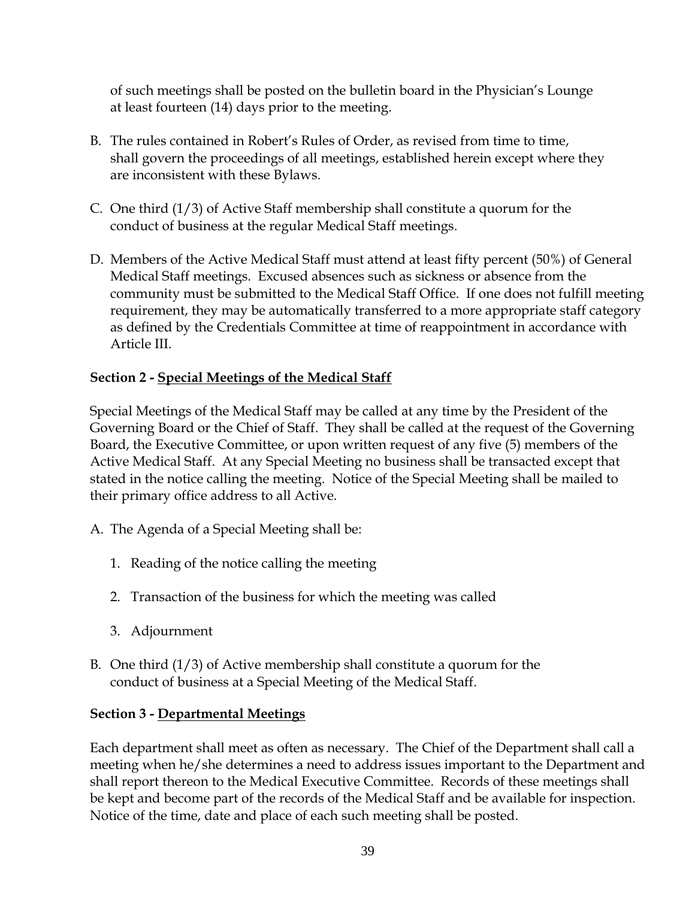of such meetings shall be posted on the bulletin board in the Physician's Lounge at least fourteen (14) days prior to the meeting.

B. The rules contained in Robert's Rules of Order, as revised from time to time, shall govern the proceedings of all meetings, established herein except where they are inconsistent with these Bylaws.

C. One third (1/3) of Active Staff membership shall constitute a quorum for the conduct of business at the regular Medical Staff meetings.

D. Members of the Active Medical Staff must attend at least fifty percent (50%) of General Medical Staff meetings. Excused absences such as sickness or absence from the community must be submitted to the Medical Staff Office. If one does not fulfill meeting requirement, they may be automatically transferred to a more appropriate staff category as defined by the Credentials Committee at time of reappointment in accordance with Article III.

**Section 2 - <u>Special Meetings of the Medical Staff</u>**

Special Meetings of the Medical Staff may be called at any time by the President of the Governing Board or the Chief of Staff. They shall be called at the request of the Governing Board, the Executive Committee, or upon written request of any five (5) members of the Active Medical Staff. At any Special Meeting no business shall be transacted except that stated in the notice calling the meeting. Notice of the Special Meeting shall be mailed to their primary office address to all Active.

A. The Agenda of a Special Meeting shall be:

   1. Reading of the notice calling the meeting

   2. Transaction of the business for which the meeting was called

   3. Adjournment

B. One third (1/3) of Active membership shall constitute a quorum for the conduct of business at a Special Meeting of the Medical Staff.

**Section 3 - <u>Departmental Meetings</u>**

Each department shall meet as often as necessary. The Chief of the Department shall call a meeting when he/she determines a need to address issues important to the Department and shall report thereon to the Medical Executive Committee. Records of these meetings shall be kept and become part of the records of the Medical Staff and be available for inspection. Notice of the time, date and place of each such meeting shall be posted.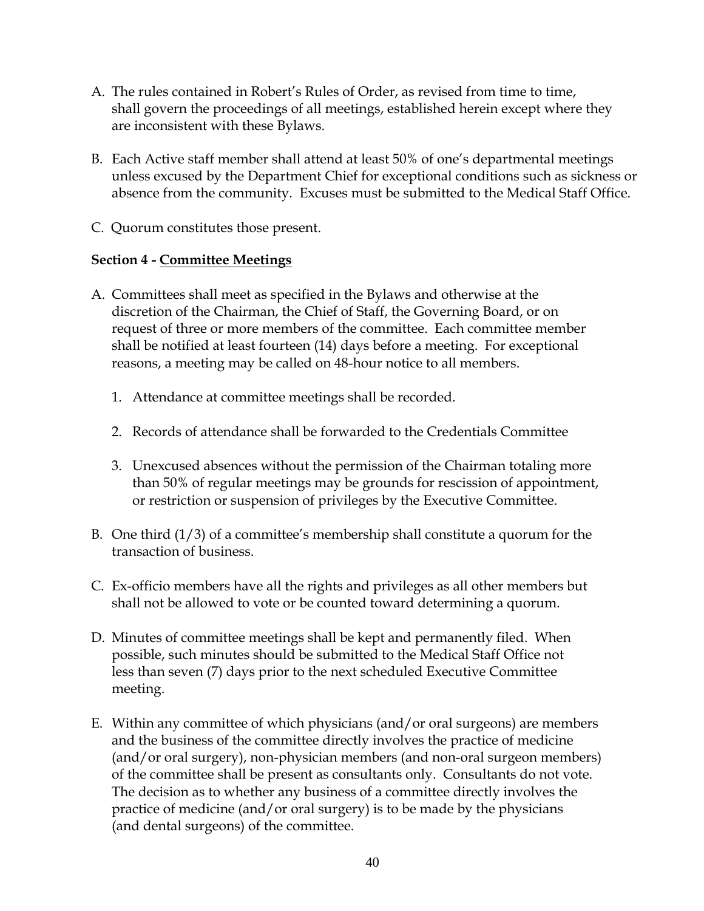A. The rules contained in Robert's Rules of Order, as revised from time to time, shall govern the proceedings of all meetings, established herein except where they are inconsistent with these Bylaws.

B. Each Active staff member shall attend at least 50% of one's departmental meetings unless excused by the Department Chief for exceptional conditions such as sickness or absence from the community. Excuses must be submitted to the Medical Staff Office.

C. Quorum constitutes those present.

**Section 4 - Committee Meetings**

A. Committees shall meet as specified in the Bylaws and otherwise at the discretion of the Chairman, the Chief of Staff, the Governing Board, or on request of three or more members of the committee. Each committee member shall be notified at least fourteen (14) days before a meeting. For exceptional reasons, a meeting may be called on 48-hour notice to all members.

   1. Attendance at committee meetings shall be recorded.

   2. Records of attendance shall be forwarded to the Credentials Committee

   3. Unexcused absences without the permission of the Chairman totaling more than 50% of regular meetings may be grounds for rescission of appointment, or restriction or suspension of privileges by the Executive Committee.

B. One third (1/3) of a committee's membership shall constitute a quorum for the transaction of business.

C. Ex-officio members have all the rights and privileges as all other members but shall not be allowed to vote or be counted toward determining a quorum.

D. Minutes of committee meetings shall be kept and permanently filed. When possible, such minutes should be submitted to the Medical Staff Office not less than seven (7) days prior to the next scheduled Executive Committee meeting.

E. Within any committee of which physicians (and/or oral surgeons) are members and the business of the committee directly involves the practice of medicine (and/or oral surgery), non-physician members (and non-oral surgeon members) of the committee shall be present as consultants only. Consultants do not vote. The decision as to whether any business of a committee directly involves the practice of medicine (and/or oral surgery) is to be made by the physicians (and dental surgeons) of the committee.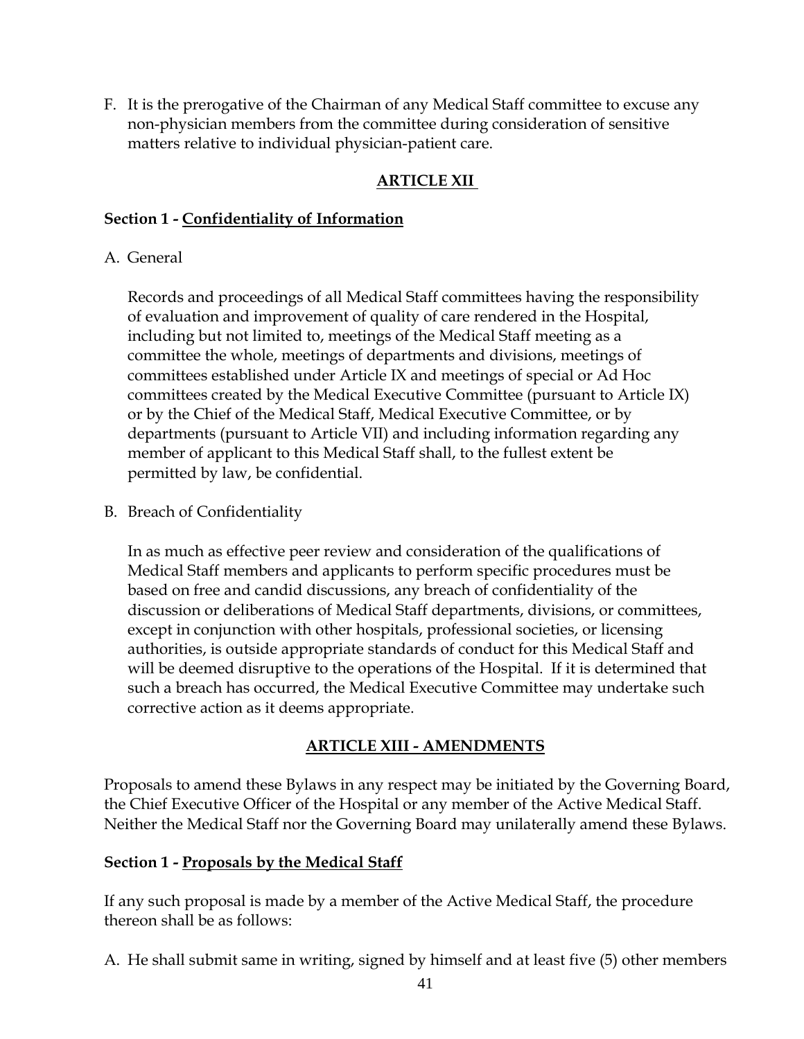F. It is the prerogative of the Chairman of any Medical Staff committee to excuse any non-physician members from the committee during consideration of sensitive matters relative to individual physician-patient care.

## ARTICLE XII

### Section 1 - Confidentiality of Information

A. General

Records and proceedings of all Medical Staff committees having the responsibility of evaluation and improvement of quality of care rendered in the Hospital, including but not limited to, meetings of the Medical Staff meeting as a committee the whole, meetings of departments and divisions, meetings of committees established under Article IX and meetings of special or Ad Hoc committees created by the Medical Executive Committee (pursuant to Article IX) or by the Chief of the Medical Staff, Medical Executive Committee, or by departments (pursuant to Article VII) and including information regarding any member of applicant to this Medical Staff shall, to the fullest extent be permitted by law, be confidential.

B. Breach of Confidentiality

In as much as effective peer review and consideration of the qualifications of Medical Staff members and applicants to perform specific procedures must be based on free and candid discussions, any breach of confidentiality of the discussion or deliberations of Medical Staff departments, divisions, or committees, except in conjunction with other hospitals, professional societies, or licensing authorities, is outside appropriate standards of conduct for this Medical Staff and will be deemed disruptive to the operations of the Hospital. If it is determined that such a breach has occurred, the Medical Executive Committee may undertake such corrective action as it deems appropriate.

## ARTICLE XIII - AMENDMENTS

Proposals to amend these Bylaws in any respect may be initiated by the Governing Board, the Chief Executive Officer of the Hospital or any member of the Active Medical Staff. Neither the Medical Staff nor the Governing Board may unilaterally amend these Bylaws.

### Section 1 - Proposals by the Medical Staff

If any such proposal is made by a member of the Active Medical Staff, the procedure thereon shall be as follows:

A. He shall submit same in writing, signed by himself and at least five (5) other members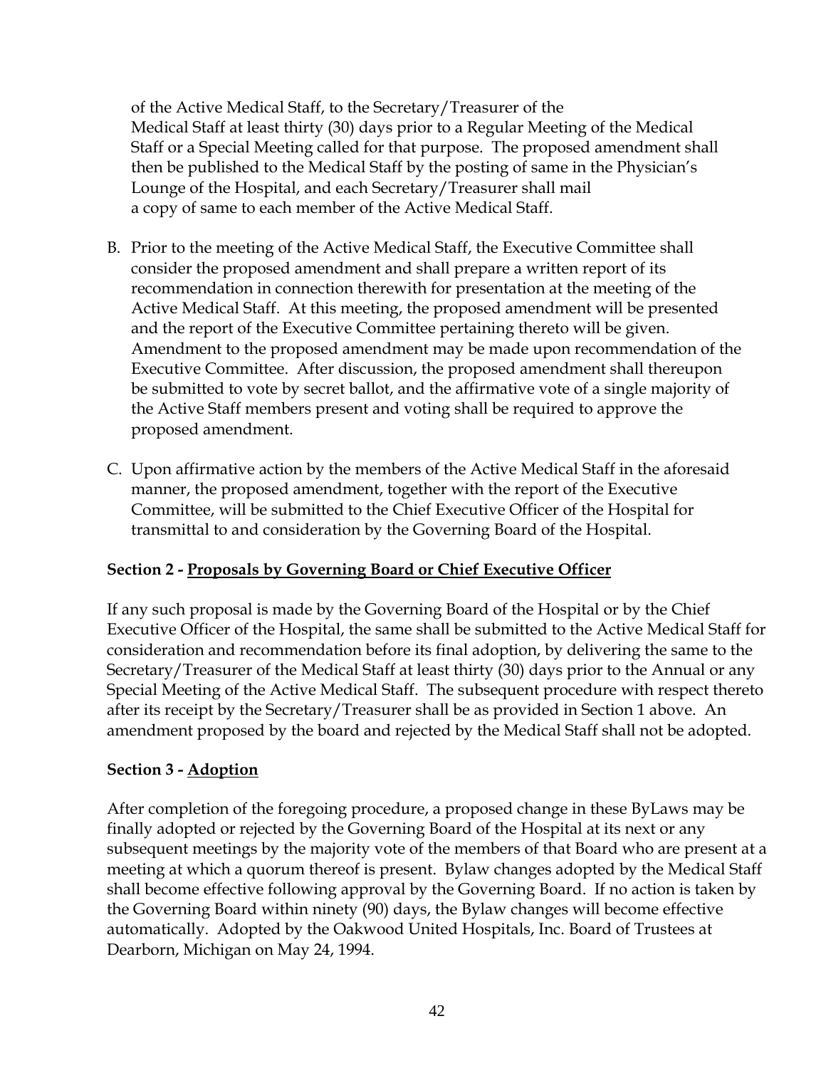of the Active Medical Staff, to the Secretary/Treasurer of the Medical Staff at least thirty (30) days prior to a Regular Meeting of the Medical Staff or a Special Meeting called for that purpose. The proposed amendment shall then be published to the Medical Staff by the posting of same in the Physician's Lounge of the Hospital, and each Secretary/Treasurer shall mail a copy of same to each member of the Active Medical Staff.

B. Prior to the meeting of the Active Medical Staff, the Executive Committee shall consider the proposed amendment and shall prepare a written report of its recommendation in connection therewith for presentation at the meeting of the Active Medical Staff. At this meeting, the proposed amendment will be presented and the report of the Executive Committee pertaining thereto will be given. Amendment to the proposed amendment may be made upon recommendation of the Executive Committee. After discussion, the proposed amendment shall thereupon be submitted to vote by secret ballot, and the affirmative vote of a single majority of the Active Staff members present and voting shall be required to approve the proposed amendment.

C. Upon affirmative action by the members of the Active Medical Staff in the aforesaid manner, the proposed amendment, together with the report of the Executive Committee, will be submitted to the Chief Executive Officer of the Hospital for transmittal to and consideration by the Governing Board of the Hospital.

**Section 2 - <u>Proposals by Governing Board or Chief Executive Officer</u>**

If any such proposal is made by the Governing Board of the Hospital or by the Chief Executive Officer of the Hospital, the same shall be submitted to the Active Medical Staff for consideration and recommendation before its final adoption, by delivering the same to the Secretary/Treasurer of the Medical Staff at least thirty (30) days prior to the Annual or any Special Meeting of the Active Medical Staff. The subsequent procedure with respect thereto after its receipt by the Secretary/Treasurer shall be as provided in Section 1 above. An amendment proposed by the board and rejected by the Medical Staff shall not be adopted.

**Section 3 - <u>Adoption</u>**

After completion of the foregoing procedure, a proposed change in these ByLaws may be finally adopted or rejected by the Governing Board of the Hospital at its next or any subsequent meetings by the majority vote of the members of that Board who are present at a meeting at which a quorum thereof is present. Bylaw changes adopted by the Medical Staff shall become effective following approval by the Governing Board. If no action is taken by the Governing Board within ninety (90) days, the Bylaw changes will become effective automatically. Adopted by the Oakwood United Hospitals, Inc. Board of Trustees at Dearborn, Michigan on May 24, 1994.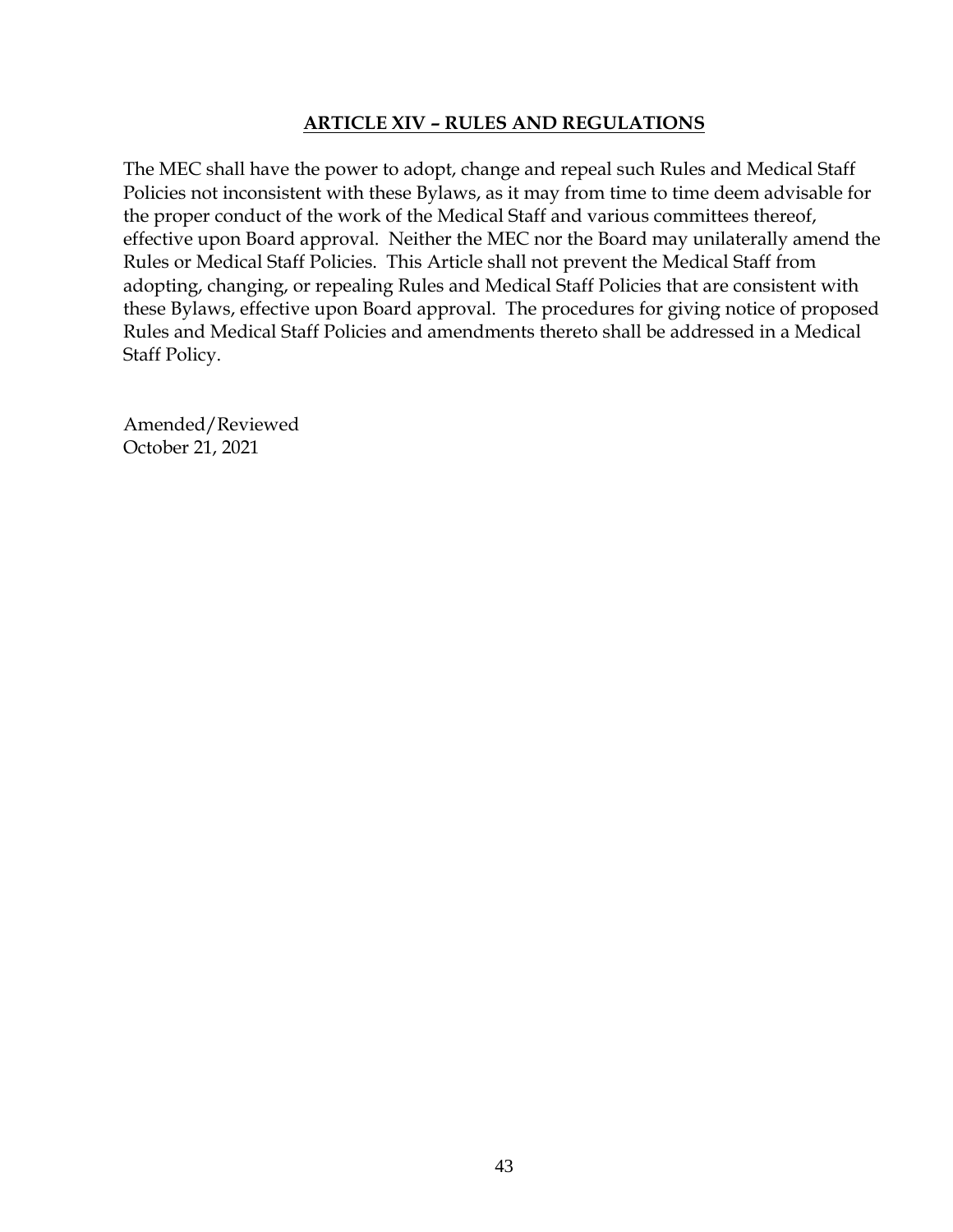## **ARTICLE XIV – RULES AND REGULATIONS**

The MEC shall have the power to adopt, change and repeal such Rules and Medical Staff Policies not inconsistent with these Bylaws, as it may from time to time deem advisable for the proper conduct of the work of the Medical Staff and various committees thereof, effective upon Board approval. Neither the MEC nor the Board may unilaterally amend the Rules or Medical Staff Policies. This Article shall not prevent the Medical Staff from adopting, changing, or repealing Rules and Medical Staff Policies that are consistent with these Bylaws, effective upon Board approval. The procedures for giving notice of proposed Rules and Medical Staff Policies and amendments thereto shall be addressed in a Medical Staff Policy.

Amended/Reviewed
October 21, 2021